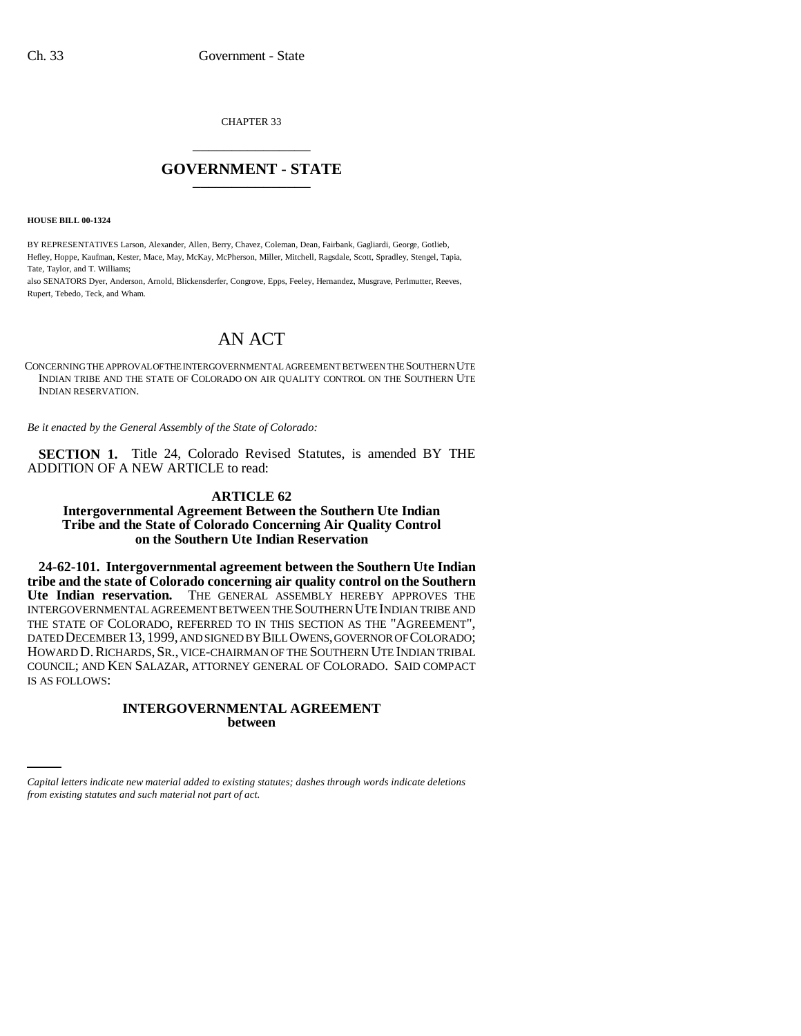CHAPTER 33

## GOVERNMENT - STATE

**HOUSE BILL 00-1324**

BY REPRESENTATIVES Larson, Alexander, Allen, Berry, Chavez, Coleman, Dean, Fairbank, Gagliardi, George, Gotlieb, Hefley, Hoppe, Kaufman, Kester, Mace, May, McKay, McPherson, Miller, Mitchell, Ragsdale, Scott, Spradley, Stengel, Tapia, Tate, Taylor, and T. Williams;
also SENATORS Dyer, Anderson, Arnold, Blickensderfer, Congrove, Epps, Feeley, Hernandez, Musgrave, Perlmutter, Reeves, Rupert, Tebedo, Teck, and Wham.

# AN ACT

CONCERNING THE APPROVAL OF THE INTERGOVERNMENTAL AGREEMENT BETWEEN THE SOUTHERN UTE INDIAN TRIBE AND THE STATE OF COLORADO ON AIR QUALITY CONTROL ON THE SOUTHERN UTE INDIAN RESERVATION.

*Be it enacted by the General Assembly of the State of Colorado:*

**SECTION 1.** Title 24, Colorado Revised Statutes, is amended BY THE ADDITION OF A NEW ARTICLE to read:

### ARTICLE 62
### Intergovernmental Agreement Between the Southern Ute Indian Tribe and the State of Colorado Concerning Air Quality Control on the Southern Ute Indian Reservation

**24-62-101. Intergovernmental agreement between the Southern Ute Indian tribe and the state of Colorado concerning air quality control on the Southern Ute Indian reservation.** THE GENERAL ASSEMBLY HEREBY APPROVES THE INTERGOVERNMENTAL AGREEMENT BETWEEN THE SOUTHERN UTE INDIAN TRIBE AND THE STATE OF COLORADO, REFERRED TO IN THIS SECTION AS THE "AGREEMENT", DATED DECEMBER 13, 1999, AND SIGNED BY BILL OWENS, GOVERNOR OF COLORADO; HOWARD D. RICHARDS, SR., VICE-CHAIRMAN OF THE SOUTHERN UTE INDIAN TRIBAL COUNCIL; AND KEN SALAZAR, ATTORNEY GENERAL OF COLORADO. SAID COMPACT IS AS FOLLOWS:

**INTERGOVERNMENTAL AGREEMENT**
**between**

*Capital letters indicate new material added to existing statutes; dashes through words indicate deletions from existing statutes and such material not part of act.*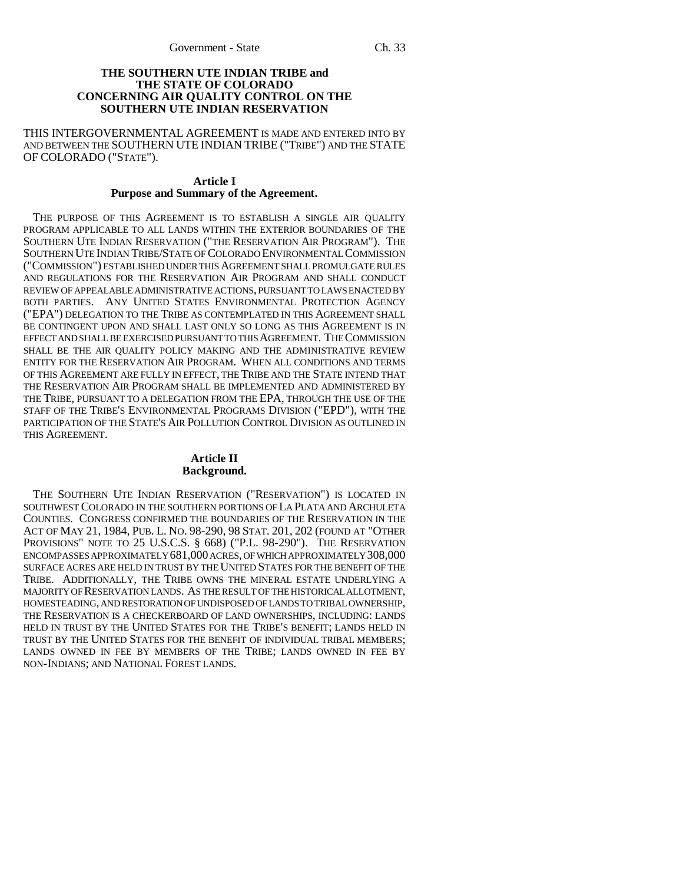**THE SOUTHERN UTE INDIAN TRIBE and THE STATE OF COLORADO CONCERNING AIR QUALITY CONTROL ON THE SOUTHERN UTE INDIAN RESERVATION**

THIS INTERGOVERNMENTAL AGREEMENT IS MADE AND ENTERED INTO BY AND BETWEEN THE SOUTHERN UTE INDIAN TRIBE ("TRIBE") AND THE STATE OF COLORADO ("STATE").

## Article I
## Purpose and Summary of the Agreement.

THE PURPOSE OF THIS AGREEMENT IS TO ESTABLISH A SINGLE AIR QUALITY PROGRAM APPLICABLE TO ALL LANDS WITHIN THE EXTERIOR BOUNDARIES OF THE SOUTHERN UTE INDIAN RESERVATION ("THE RESERVATION AIR PROGRAM"). THE SOUTHERN UTE INDIAN TRIBE/STATE OF COLORADO ENVIRONMENTAL COMMISSION ("COMMISSION") ESTABLISHED UNDER THIS AGREEMENT SHALL PROMULGATE RULES AND REGULATIONS FOR THE RESERVATION AIR PROGRAM AND SHALL CONDUCT REVIEW OF APPEALABLE ADMINISTRATIVE ACTIONS, PURSUANT TO LAWS ENACTED BY BOTH PARTIES. ANY UNITED STATES ENVIRONMENTAL PROTECTION AGENCY ("EPA") DELEGATION TO THE TRIBE AS CONTEMPLATED IN THIS AGREEMENT SHALL BE CONTINGENT UPON AND SHALL LAST ONLY SO LONG AS THIS AGREEMENT IS IN EFFECT AND SHALL BE EXERCISED PURSUANT TO THIS AGREEMENT. THE COMMISSION SHALL BE THE AIR QUALITY POLICY MAKING AND THE ADMINISTRATIVE REVIEW ENTITY FOR THE RESERVATION AIR PROGRAM. WHEN ALL CONDITIONS AND TERMS OF THIS AGREEMENT ARE FULLY IN EFFECT, THE TRIBE AND THE STATE INTEND THAT THE RESERVATION AIR PROGRAM SHALL BE IMPLEMENTED AND ADMINISTERED BY THE TRIBE, PURSUANT TO A DELEGATION FROM THE EPA, THROUGH THE USE OF THE STAFF OF THE TRIBE'S ENVIRONMENTAL PROGRAMS DIVISION ("EPD"), WITH THE PARTICIPATION OF THE STATE'S AIR POLLUTION CONTROL DIVISION AS OUTLINED IN THIS AGREEMENT.

## Article II
## Background.

THE SOUTHERN UTE INDIAN RESERVATION ("RESERVATION") IS LOCATED IN SOUTHWEST COLORADO IN THE SOUTHERN PORTIONS OF LA PLATA AND ARCHULETA COUNTIES. CONGRESS CONFIRMED THE BOUNDARIES OF THE RESERVATION IN THE ACT OF MAY 21, 1984, PUB. L. NO. 98-290, 98 STAT. 201, 202 (FOUND AT "OTHER PROVISIONS" NOTE TO 25 U.S.C.S. § 668) ("P.L. 98-290"). THE RESERVATION ENCOMPASSES APPROXIMATELY 681,000 ACRES, OF WHICH APPROXIMATELY 308,000 SURFACE ACRES ARE HELD IN TRUST BY THE UNITED STATES FOR THE BENEFIT OF THE TRIBE. ADDITIONALLY, THE TRIBE OWNS THE MINERAL ESTATE UNDERLYING A MAJORITY OF RESERVATION LANDS. AS THE RESULT OF THE HISTORICAL ALLOTMENT, HOMESTEADING, AND RESTORATION OF UNDISPOSED OF LANDS TO TRIBAL OWNERSHIP, THE RESERVATION IS A CHECKERBOARD OF LAND OWNERSHIPS, INCLUDING: LANDS HELD IN TRUST BY THE UNITED STATES FOR THE TRIBE'S BENEFIT; LANDS HELD IN TRUST BY THE UNITED STATES FOR THE BENEFIT OF INDIVIDUAL TRIBAL MEMBERS; LANDS OWNED IN FEE BY MEMBERS OF THE TRIBE; LANDS OWNED IN FEE BY NON-INDIANS; AND NATIONAL FOREST LANDS.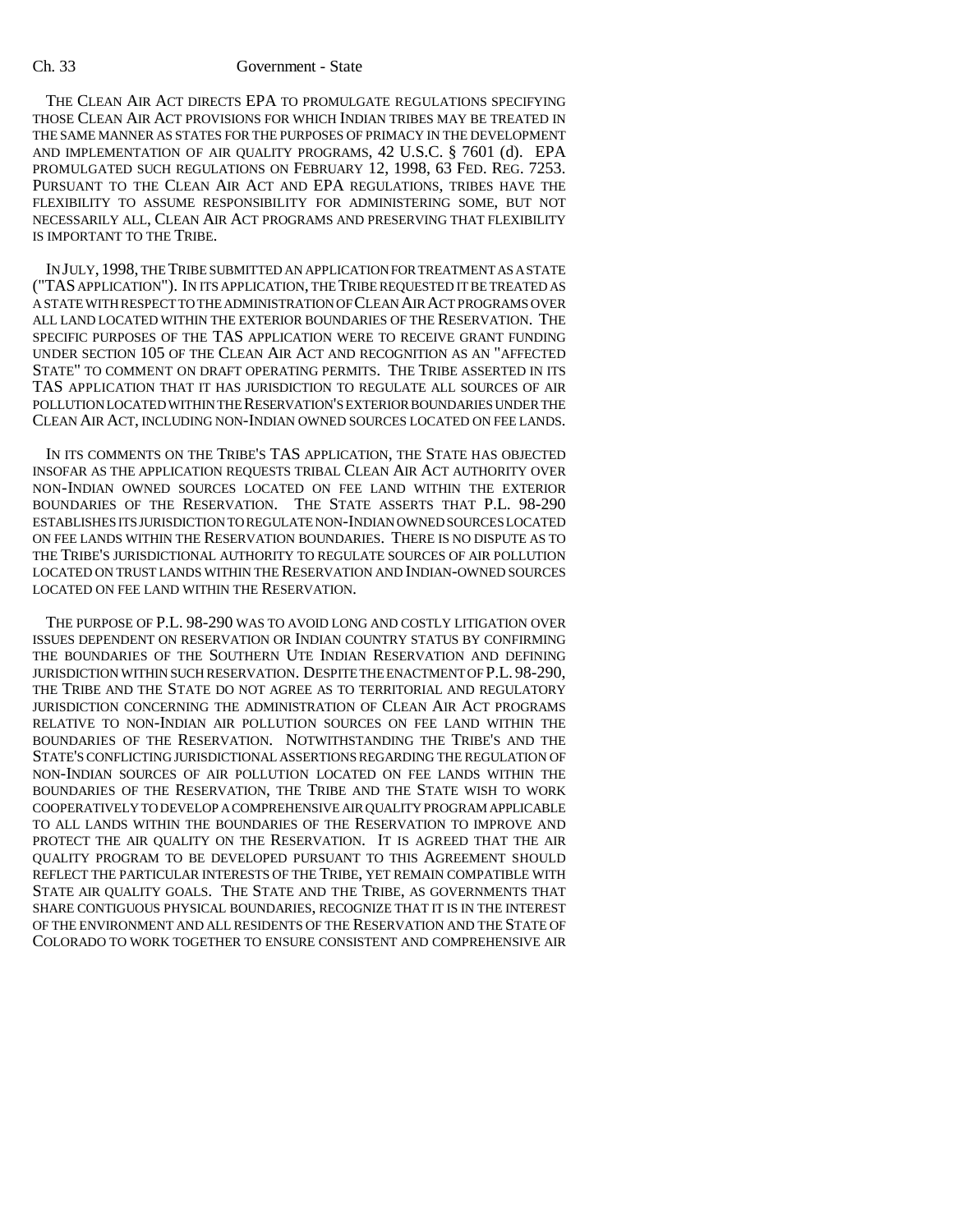THE CLEAN AIR ACT DIRECTS EPA TO PROMULGATE REGULATIONS SPECIFYING THOSE CLEAN AIR ACT PROVISIONS FOR WHICH INDIAN TRIBES MAY BE TREATED IN THE SAME MANNER AS STATES FOR THE PURPOSES OF PRIMACY IN THE DEVELOPMENT AND IMPLEMENTATION OF AIR QUALITY PROGRAMS, 42 U.S.C. § 7601 (d). EPA PROMULGATED SUCH REGULATIONS ON FEBRUARY 12, 1998, 63 FED. REG. 7253. PURSUANT TO THE CLEAN AIR ACT AND EPA REGULATIONS, TRIBES HAVE THE FLEXIBILITY TO ASSUME RESPONSIBILITY FOR ADMINISTERING SOME, BUT NOT NECESSARILY ALL, CLEAN AIR ACT PROGRAMS AND PRESERVING THAT FLEXIBILITY IS IMPORTANT TO THE TRIBE.

IN JULY, 1998, THE TRIBE SUBMITTED AN APPLICATION FOR TREATMENT AS A STATE ("TAS APPLICATION"). IN ITS APPLICATION, THE TRIBE REQUESTED IT BE TREATED AS A STATE WITH RESPECT TO THE ADMINISTRATION OF CLEAN AIR ACT PROGRAMS OVER ALL LAND LOCATED WITHIN THE EXTERIOR BOUNDARIES OF THE RESERVATION. THE SPECIFIC PURPOSES OF THE TAS APPLICATION WERE TO RECEIVE GRANT FUNDING UNDER SECTION 105 OF THE CLEAN AIR ACT AND RECOGNITION AS AN "AFFECTED STATE" TO COMMENT ON DRAFT OPERATING PERMITS. THE TRIBE ASSERTED IN ITS TAS APPLICATION THAT IT HAS JURISDICTION TO REGULATE ALL SOURCES OF AIR POLLUTION LOCATED WITHIN THE RESERVATION'S EXTERIOR BOUNDARIES UNDER THE CLEAN AIR ACT, INCLUDING NON-INDIAN OWNED SOURCES LOCATED ON FEE LANDS.

IN ITS COMMENTS ON THE TRIBE'S TAS APPLICATION, THE STATE HAS OBJECTED INSOFAR AS THE APPLICATION REQUESTS TRIBAL CLEAN AIR ACT AUTHORITY OVER NON-INDIAN OWNED SOURCES LOCATED ON FEE LAND WITHIN THE EXTERIOR BOUNDARIES OF THE RESERVATION. THE STATE ASSERTS THAT P.L. 98-290 ESTABLISHES ITS JURISDICTION TO REGULATE NON-INDIAN OWNED SOURCES LOCATED ON FEE LANDS WITHIN THE RESERVATION BOUNDARIES. THERE IS NO DISPUTE AS TO THE TRIBE'S JURISDICTIONAL AUTHORITY TO REGULATE SOURCES OF AIR POLLUTION LOCATED ON TRUST LANDS WITHIN THE RESERVATION AND INDIAN-OWNED SOURCES LOCATED ON FEE LAND WITHIN THE RESERVATION.

THE PURPOSE OF P.L. 98-290 WAS TO AVOID LONG AND COSTLY LITIGATION OVER ISSUES DEPENDENT ON RESERVATION OR INDIAN COUNTRY STATUS BY CONFIRMING THE BOUNDARIES OF THE SOUTHERN UTE INDIAN RESERVATION AND DEFINING JURISDICTION WITHIN SUCH RESERVATION. DESPITE THE ENACTMENT OF P.L. 98-290, THE TRIBE AND THE STATE DO NOT AGREE AS TO TERRITORIAL AND REGULATORY JURISDICTION CONCERNING THE ADMINISTRATION OF CLEAN AIR ACT PROGRAMS RELATIVE TO NON-INDIAN AIR POLLUTION SOURCES ON FEE LAND WITHIN THE BOUNDARIES OF THE RESERVATION. NOTWITHSTANDING THE TRIBE'S AND THE STATE'S CONFLICTING JURISDICTIONAL ASSERTIONS REGARDING THE REGULATION OF NON-INDIAN SOURCES OF AIR POLLUTION LOCATED ON FEE LANDS WITHIN THE BOUNDARIES OF THE RESERVATION, THE TRIBE AND THE STATE WISH TO WORK COOPERATIVELY TO DEVELOP A COMPREHENSIVE AIR QUALITY PROGRAM APPLICABLE TO ALL LANDS WITHIN THE BOUNDARIES OF THE RESERVATION TO IMPROVE AND PROTECT THE AIR QUALITY ON THE RESERVATION. IT IS AGREED THAT THE AIR QUALITY PROGRAM TO BE DEVELOPED PURSUANT TO THIS AGREEMENT SHOULD REFLECT THE PARTICULAR INTERESTS OF THE TRIBE, YET REMAIN COMPATIBLE WITH STATE AIR QUALITY GOALS. THE STATE AND THE TRIBE, AS GOVERNMENTS THAT SHARE CONTIGUOUS PHYSICAL BOUNDARIES, RECOGNIZE THAT IT IS IN THE INTEREST OF THE ENVIRONMENT AND ALL RESIDENTS OF THE RESERVATION AND THE STATE OF COLORADO TO WORK TOGETHER TO ENSURE CONSISTENT AND COMPREHENSIVE AIR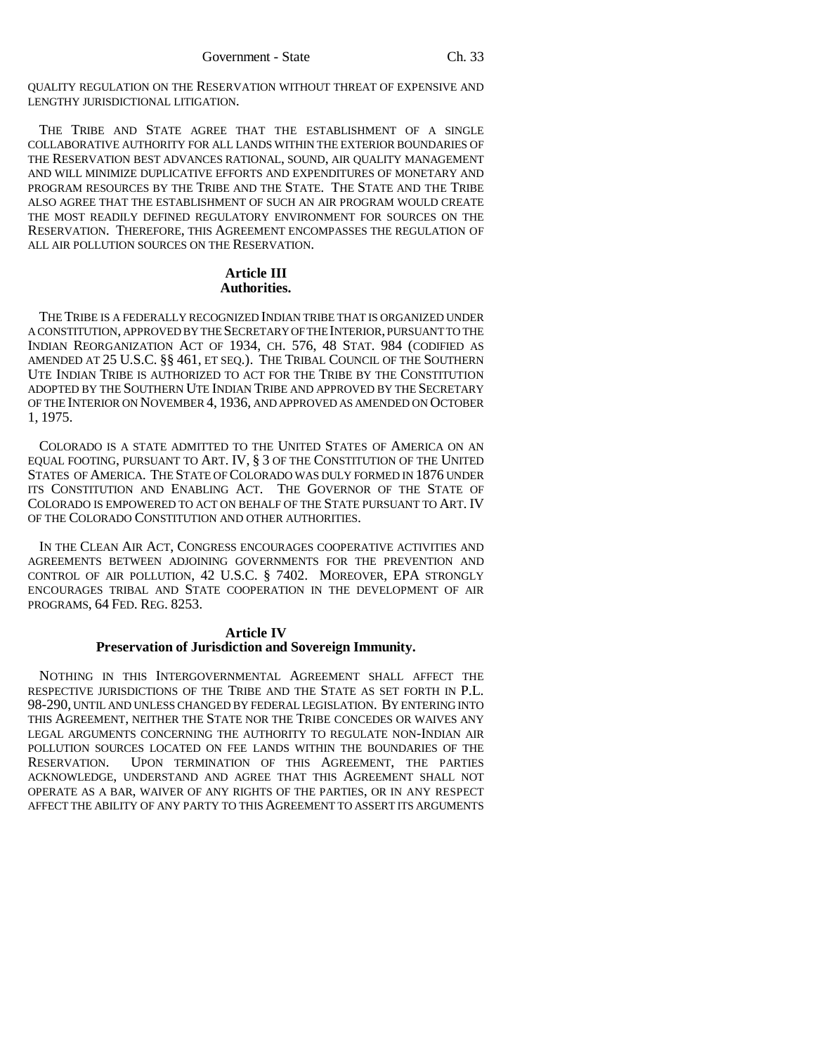QUALITY REGULATION ON THE RESERVATION WITHOUT THREAT OF EXPENSIVE AND LENGTHY JURISDICTIONAL LITIGATION.

THE TRIBE AND STATE AGREE THAT THE ESTABLISHMENT OF A SINGLE COLLABORATIVE AUTHORITY FOR ALL LANDS WITHIN THE EXTERIOR BOUNDARIES OF THE RESERVATION BEST ADVANCES RATIONAL, SOUND, AIR QUALITY MANAGEMENT AND WILL MINIMIZE DUPLICATIVE EFFORTS AND EXPENDITURES OF MONETARY AND PROGRAM RESOURCES BY THE TRIBE AND THE STATE. THE STATE AND THE TRIBE ALSO AGREE THAT THE ESTABLISHMENT OF SUCH AN AIR PROGRAM WOULD CREATE THE MOST READILY DEFINED REGULATORY ENVIRONMENT FOR SOURCES ON THE RESERVATION. THEREFORE, THIS AGREEMENT ENCOMPASSES THE REGULATION OF ALL AIR POLLUTION SOURCES ON THE RESERVATION.

### Article III
### Authorities.

THE TRIBE IS A FEDERALLY RECOGNIZED INDIAN TRIBE THAT IS ORGANIZED UNDER A CONSTITUTION, APPROVED BY THE SECRETARY OF THE INTERIOR, PURSUANT TO THE INDIAN REORGANIZATION ACT OF 1934, CH. 576, 48 STAT. 984 (CODIFIED AS AMENDED AT 25 U.S.C. §§ 461, ET SEQ.). THE TRIBAL COUNCIL OF THE SOUTHERN UTE INDIAN TRIBE IS AUTHORIZED TO ACT FOR THE TRIBE BY THE CONSTITUTION ADOPTED BY THE SOUTHERN UTE INDIAN TRIBE AND APPROVED BY THE SECRETARY OF THE INTERIOR ON NOVEMBER 4, 1936, AND APPROVED AS AMENDED ON OCTOBER 1, 1975.

COLORADO IS A STATE ADMITTED TO THE UNITED STATES OF AMERICA ON AN EQUAL FOOTING, PURSUANT TO ART. IV, § 3 OF THE CONSTITUTION OF THE UNITED STATES OF AMERICA. THE STATE OF COLORADO WAS DULY FORMED IN 1876 UNDER ITS CONSTITUTION AND ENABLING ACT. THE GOVERNOR OF THE STATE OF COLORADO IS EMPOWERED TO ACT ON BEHALF OF THE STATE PURSUANT TO ART. IV OF THE COLORADO CONSTITUTION AND OTHER AUTHORITIES.

IN THE CLEAN AIR ACT, CONGRESS ENCOURAGES COOPERATIVE ACTIVITIES AND AGREEMENTS BETWEEN ADJOINING GOVERNMENTS FOR THE PREVENTION AND CONTROL OF AIR POLLUTION, 42 U.S.C. § 7402. MOREOVER, EPA STRONGLY ENCOURAGES TRIBAL AND STATE COOPERATION IN THE DEVELOPMENT OF AIR PROGRAMS, 64 FED. REG. 8253.

### Article IV
### Preservation of Jurisdiction and Sovereign Immunity.

NOTHING IN THIS INTERGOVERNMENTAL AGREEMENT SHALL AFFECT THE RESPECTIVE JURISDICTIONS OF THE TRIBE AND THE STATE AS SET FORTH IN P.L. 98-290, UNTIL AND UNLESS CHANGED BY FEDERAL LEGISLATION. BY ENTERING INTO THIS AGREEMENT, NEITHER THE STATE NOR THE TRIBE CONCEDES OR WAIVES ANY LEGAL ARGUMENTS CONCERNING THE AUTHORITY TO REGULATE NON-INDIAN AIR POLLUTION SOURCES LOCATED ON FEE LANDS WITHIN THE BOUNDARIES OF THE RESERVATION. UPON TERMINATION OF THIS AGREEMENT, THE PARTIES ACKNOWLEDGE, UNDERSTAND AND AGREE THAT THIS AGREEMENT SHALL NOT OPERATE AS A BAR, WAIVER OF ANY RIGHTS OF THE PARTIES, OR IN ANY RESPECT AFFECT THE ABILITY OF ANY PARTY TO THIS AGREEMENT TO ASSERT ITS ARGUMENTS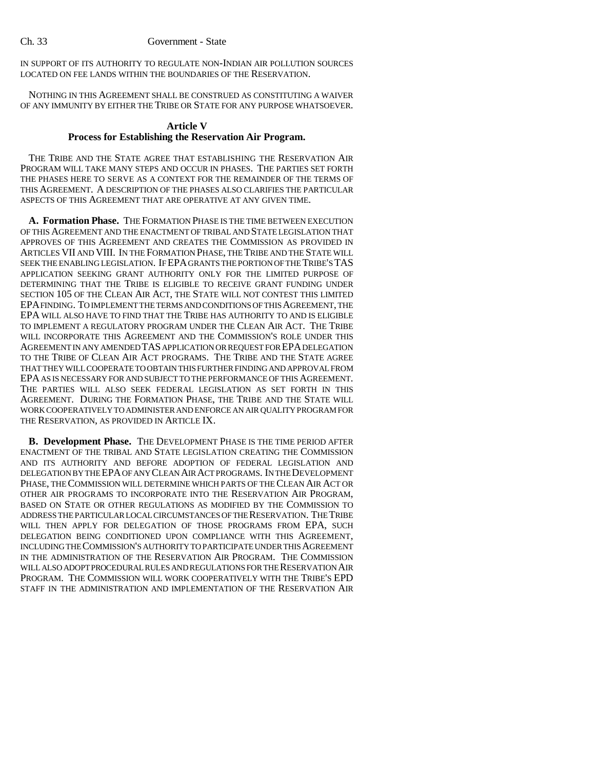IN SUPPORT OF ITS AUTHORITY TO REGULATE NON-INDIAN AIR POLLUTION SOURCES LOCATED ON FEE LANDS WITHIN THE BOUNDARIES OF THE RESERVATION.

NOTHING IN THIS AGREEMENT SHALL BE CONSTRUED AS CONSTITUTING A WAIVER OF ANY IMMUNITY BY EITHER THE TRIBE OR STATE FOR ANY PURPOSE WHATSOEVER.

### Article V
### Process for Establishing the Reservation Air Program.

THE TRIBE AND THE STATE AGREE THAT ESTABLISHING THE RESERVATION AIR PROGRAM WILL TAKE MANY STEPS AND OCCUR IN PHASES. THE PARTIES SET FORTH THE PHASES HERE TO SERVE AS A CONTEXT FOR THE REMAINDER OF THE TERMS OF THIS AGREEMENT. A DESCRIPTION OF THE PHASES ALSO CLARIFIES THE PARTICULAR ASPECTS OF THIS AGREEMENT THAT ARE OPERATIVE AT ANY GIVEN TIME.

**A. Formation Phase.** THE FORMATION PHASE IS THE TIME BETWEEN EXECUTION OF THIS AGREEMENT AND THE ENACTMENT OF TRIBAL AND STATE LEGISLATION THAT APPROVES OF THIS AGREEMENT AND CREATES THE COMMISSION AS PROVIDED IN ARTICLES VII AND VIII. IN THE FORMATION PHASE, THE TRIBE AND THE STATE WILL SEEK THE ENABLING LEGISLATION. IF EPA GRANTS THE PORTION OF THE TRIBE'S TAS APPLICATION SEEKING GRANT AUTHORITY ONLY FOR THE LIMITED PURPOSE OF DETERMINING THAT THE TRIBE IS ELIGIBLE TO RECEIVE GRANT FUNDING UNDER SECTION 105 OF THE CLEAN AIR ACT, THE STATE WILL NOT CONTEST THIS LIMITED EPA FINDING. TO IMPLEMENT THE TERMS AND CONDITIONS OF THIS AGREEMENT, THE EPA WILL ALSO HAVE TO FIND THAT THE TRIBE HAS AUTHORITY TO AND IS ELIGIBLE TO IMPLEMENT A REGULATORY PROGRAM UNDER THE CLEAN AIR ACT. THE TRIBE WILL INCORPORATE THIS AGREEMENT AND THE COMMISSION'S ROLE UNDER THIS AGREEMENT IN ANY AMENDED TAS APPLICATION OR REQUEST FOR EPA DELEGATION TO THE TRIBE OF CLEAN AIR ACT PROGRAMS. THE TRIBE AND THE STATE AGREE THAT THEY WILL COOPERATE TO OBTAIN THIS FURTHER FINDING AND APPROVAL FROM EPA AS IS NECESSARY FOR AND SUBJECT TO THE PERFORMANCE OF THIS AGREEMENT. THE PARTIES WILL ALSO SEEK FEDERAL LEGISLATION AS SET FORTH IN THIS AGREEMENT. DURING THE FORMATION PHASE, THE TRIBE AND THE STATE WILL WORK COOPERATIVELY TO ADMINISTER AND ENFORCE AN AIR QUALITY PROGRAM FOR THE RESERVATION, AS PROVIDED IN ARTICLE IX.

**B. Development Phase.** THE DEVELOPMENT PHASE IS THE TIME PERIOD AFTER ENACTMENT OF THE TRIBAL AND STATE LEGISLATION CREATING THE COMMISSION AND ITS AUTHORITY AND BEFORE ADOPTION OF FEDERAL LEGISLATION AND DELEGATION BY THE EPA OF ANY CLEAN AIR ACT PROGRAMS. IN THE DEVELOPMENT PHASE, THE COMMISSION WILL DETERMINE WHICH PARTS OF THE CLEAN AIR ACT OR OTHER AIR PROGRAMS TO INCORPORATE INTO THE RESERVATION AIR PROGRAM, BASED ON STATE OR OTHER REGULATIONS AS MODIFIED BY THE COMMISSION TO ADDRESS THE PARTICULAR LOCAL CIRCUMSTANCES OF THE RESERVATION. THE TRIBE WILL THEN APPLY FOR DELEGATION OF THOSE PROGRAMS FROM EPA, SUCH DELEGATION BEING CONDITIONED UPON COMPLIANCE WITH THIS AGREEMENT, INCLUDING THE COMMISSION'S AUTHORITY TO PARTICIPATE UNDER THIS AGREEMENT IN THE ADMINISTRATION OF THE RESERVATION AIR PROGRAM. THE COMMISSION WILL ALSO ADOPT PROCEDURAL RULES AND REGULATIONS FOR THE RESERVATION AIR PROGRAM. THE COMMISSION WILL WORK COOPERATIVELY WITH THE TRIBE'S EPD STAFF IN THE ADMINISTRATION AND IMPLEMENTATION OF THE RESERVATION AIR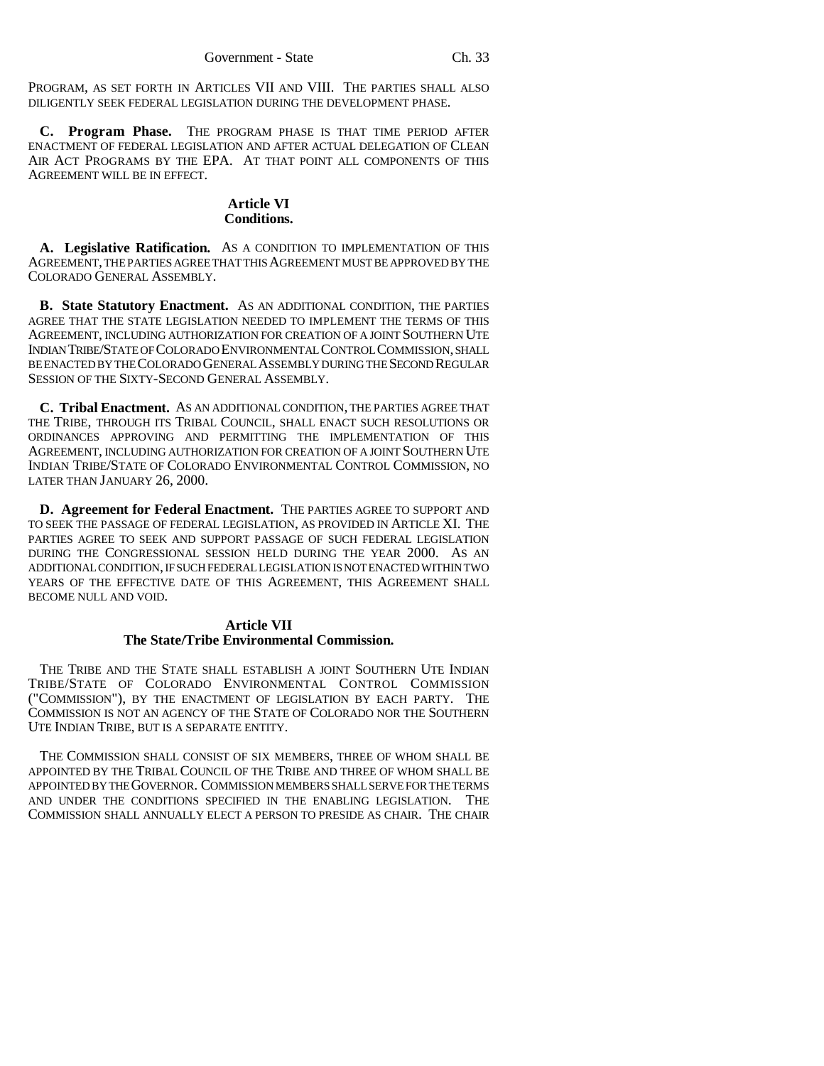PROGRAM, AS SET FORTH IN ARTICLES VII AND VIII. THE PARTIES SHALL ALSO DILIGENTLY SEEK FEDERAL LEGISLATION DURING THE DEVELOPMENT PHASE.

**C. Program Phase.** THE PROGRAM PHASE IS THAT TIME PERIOD AFTER ENACTMENT OF FEDERAL LEGISLATION AND AFTER ACTUAL DELEGATION OF CLEAN AIR ACT PROGRAMS BY THE EPA. AT THAT POINT ALL COMPONENTS OF THIS AGREEMENT WILL BE IN EFFECT.

### Article VI
### Conditions.

**A. Legislative Ratification.** AS A CONDITION TO IMPLEMENTATION OF THIS AGREEMENT, THE PARTIES AGREE THAT THIS AGREEMENT MUST BE APPROVED BY THE COLORADO GENERAL ASSEMBLY.

**B. State Statutory Enactment.** AS AN ADDITIONAL CONDITION, THE PARTIES AGREE THAT THE STATE LEGISLATION NEEDED TO IMPLEMENT THE TERMS OF THIS AGREEMENT, INCLUDING AUTHORIZATION FOR CREATION OF A JOINT SOUTHERN UTE INDIAN TRIBE/STATE OF COLORADO ENVIRONMENTAL CONTROL COMMISSION, SHALL BE ENACTED BY THE COLORADO GENERAL ASSEMBLY DURING THE SECOND REGULAR SESSION OF THE SIXTY-SECOND GENERAL ASSEMBLY.

**C. Tribal Enactment.** AS AN ADDITIONAL CONDITION, THE PARTIES AGREE THAT THE TRIBE, THROUGH ITS TRIBAL COUNCIL, SHALL ENACT SUCH RESOLUTIONS OR ORDINANCES APPROVING AND PERMITTING THE IMPLEMENTATION OF THIS AGREEMENT, INCLUDING AUTHORIZATION FOR CREATION OF A JOINT SOUTHERN UTE INDIAN TRIBE/STATE OF COLORADO ENVIRONMENTAL CONTROL COMMISSION, NO LATER THAN JANUARY 26, 2000.

**D. Agreement for Federal Enactment.** THE PARTIES AGREE TO SUPPORT AND TO SEEK THE PASSAGE OF FEDERAL LEGISLATION, AS PROVIDED IN ARTICLE XI. THE PARTIES AGREE TO SEEK AND SUPPORT PASSAGE OF SUCH FEDERAL LEGISLATION DURING THE CONGRESSIONAL SESSION HELD DURING THE YEAR 2000. AS AN ADDITIONAL CONDITION, IF SUCH FEDERAL LEGISLATION IS NOT ENACTED WITHIN TWO YEARS OF THE EFFECTIVE DATE OF THIS AGREEMENT, THIS AGREEMENT SHALL BECOME NULL AND VOID.

### Article VII
### The State/Tribe Environmental Commission.

THE TRIBE AND THE STATE SHALL ESTABLISH A JOINT SOUTHERN UTE INDIAN TRIBE/STATE OF COLORADO ENVIRONMENTAL CONTROL COMMISSION ("COMMISSION"), BY THE ENACTMENT OF LEGISLATION BY EACH PARTY. THE COMMISSION IS NOT AN AGENCY OF THE STATE OF COLORADO NOR THE SOUTHERN UTE INDIAN TRIBE, BUT IS A SEPARATE ENTITY.

THE COMMISSION SHALL CONSIST OF SIX MEMBERS, THREE OF WHOM SHALL BE APPOINTED BY THE TRIBAL COUNCIL OF THE TRIBE AND THREE OF WHOM SHALL BE APPOINTED BY THE GOVERNOR. COMMISSION MEMBERS SHALL SERVE FOR THE TERMS AND UNDER THE CONDITIONS SPECIFIED IN THE ENABLING LEGISLATION. THE COMMISSION SHALL ANNUALLY ELECT A PERSON TO PRESIDE AS CHAIR. THE CHAIR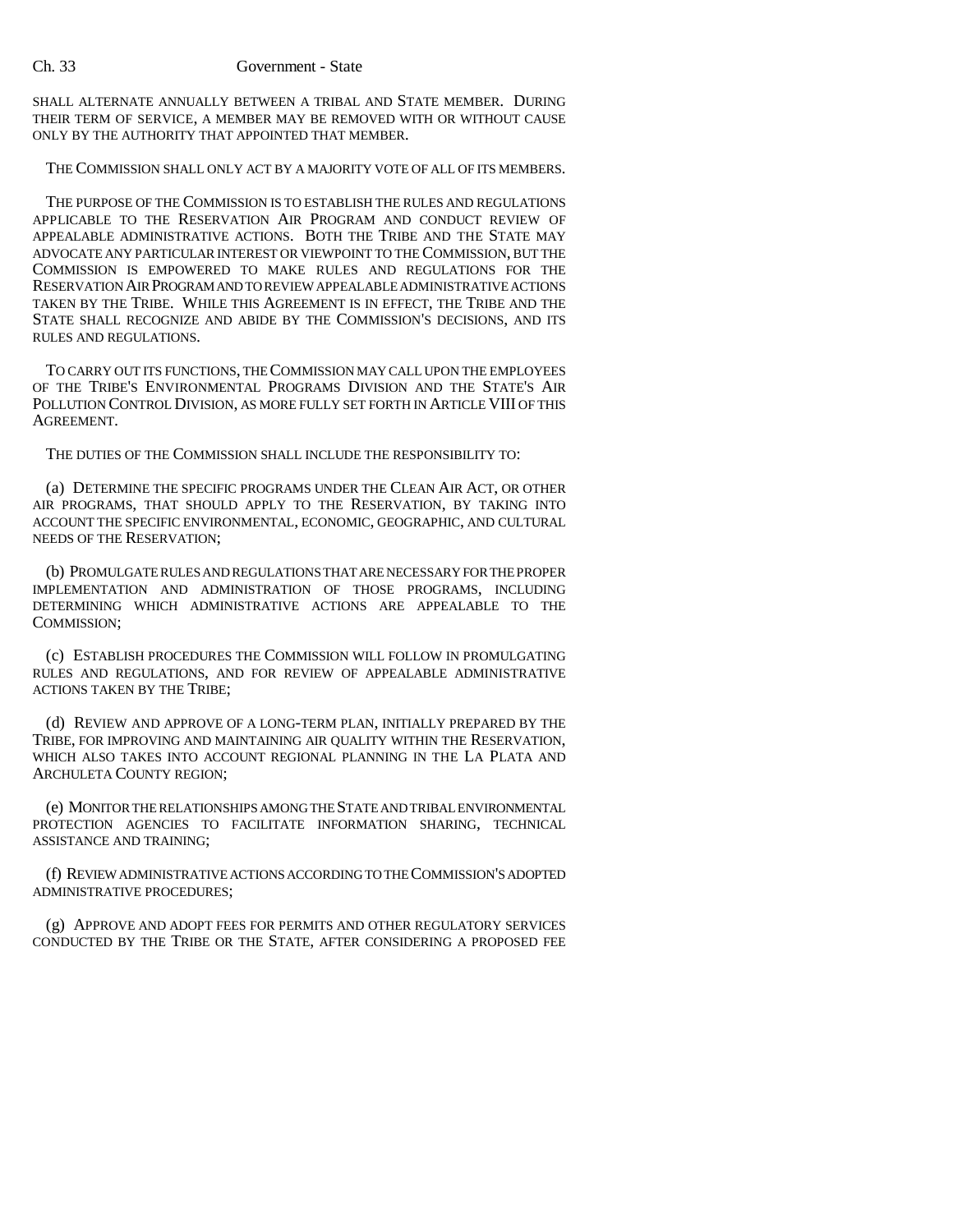SHALL ALTERNATE ANNUALLY BETWEEN A TRIBAL AND STATE MEMBER. DURING THEIR TERM OF SERVICE, A MEMBER MAY BE REMOVED WITH OR WITHOUT CAUSE ONLY BY THE AUTHORITY THAT APPOINTED THAT MEMBER.

THE COMMISSION SHALL ONLY ACT BY A MAJORITY VOTE OF ALL OF ITS MEMBERS.

THE PURPOSE OF THE COMMISSION IS TO ESTABLISH THE RULES AND REGULATIONS APPLICABLE TO THE RESERVATION AIR PROGRAM AND CONDUCT REVIEW OF APPEALABLE ADMINISTRATIVE ACTIONS. BOTH THE TRIBE AND THE STATE MAY ADVOCATE ANY PARTICULAR INTEREST OR VIEWPOINT TO THE COMMISSION, BUT THE COMMISSION IS EMPOWERED TO MAKE RULES AND REGULATIONS FOR THE RESERVATION AIR PROGRAM AND TO REVIEW APPEALABLE ADMINISTRATIVE ACTIONS TAKEN BY THE TRIBE. WHILE THIS AGREEMENT IS IN EFFECT, THE TRIBE AND THE STATE SHALL RECOGNIZE AND ABIDE BY THE COMMISSION'S DECISIONS, AND ITS RULES AND REGULATIONS.

TO CARRY OUT ITS FUNCTIONS, THE COMMISSION MAY CALL UPON THE EMPLOYEES OF THE TRIBE'S ENVIRONMENTAL PROGRAMS DIVISION AND THE STATE'S AIR POLLUTION CONTROL DIVISION, AS MORE FULLY SET FORTH IN ARTICLE VIII OF THIS AGREEMENT.

THE DUTIES OF THE COMMISSION SHALL INCLUDE THE RESPONSIBILITY TO:

(a) DETERMINE THE SPECIFIC PROGRAMS UNDER THE CLEAN AIR ACT, OR OTHER AIR PROGRAMS, THAT SHOULD APPLY TO THE RESERVATION, BY TAKING INTO ACCOUNT THE SPECIFIC ENVIRONMENTAL, ECONOMIC, GEOGRAPHIC, AND CULTURAL NEEDS OF THE RESERVATION;

(b) PROMULGATE RULES AND REGULATIONS THAT ARE NECESSARY FOR THE PROPER IMPLEMENTATION AND ADMINISTRATION OF THOSE PROGRAMS, INCLUDING DETERMINING WHICH ADMINISTRATIVE ACTIONS ARE APPEALABLE TO THE COMMISSION;

(c) ESTABLISH PROCEDURES THE COMMISSION WILL FOLLOW IN PROMULGATING RULES AND REGULATIONS, AND FOR REVIEW OF APPEALABLE ADMINISTRATIVE ACTIONS TAKEN BY THE TRIBE;

(d) REVIEW AND APPROVE OF A LONG-TERM PLAN, INITIALLY PREPARED BY THE TRIBE, FOR IMPROVING AND MAINTAINING AIR QUALITY WITHIN THE RESERVATION, WHICH ALSO TAKES INTO ACCOUNT REGIONAL PLANNING IN THE LA PLATA AND ARCHULETA COUNTY REGION;

(e) MONITOR THE RELATIONSHIPS AMONG THE STATE AND TRIBAL ENVIRONMENTAL PROTECTION AGENCIES TO FACILITATE INFORMATION SHARING, TECHNICAL ASSISTANCE AND TRAINING;

(f) REVIEW ADMINISTRATIVE ACTIONS ACCORDING TO THE COMMISSION'S ADOPTED ADMINISTRATIVE PROCEDURES;

(g) APPROVE AND ADOPT FEES FOR PERMITS AND OTHER REGULATORY SERVICES CONDUCTED BY THE TRIBE OR THE STATE, AFTER CONSIDERING A PROPOSED FEE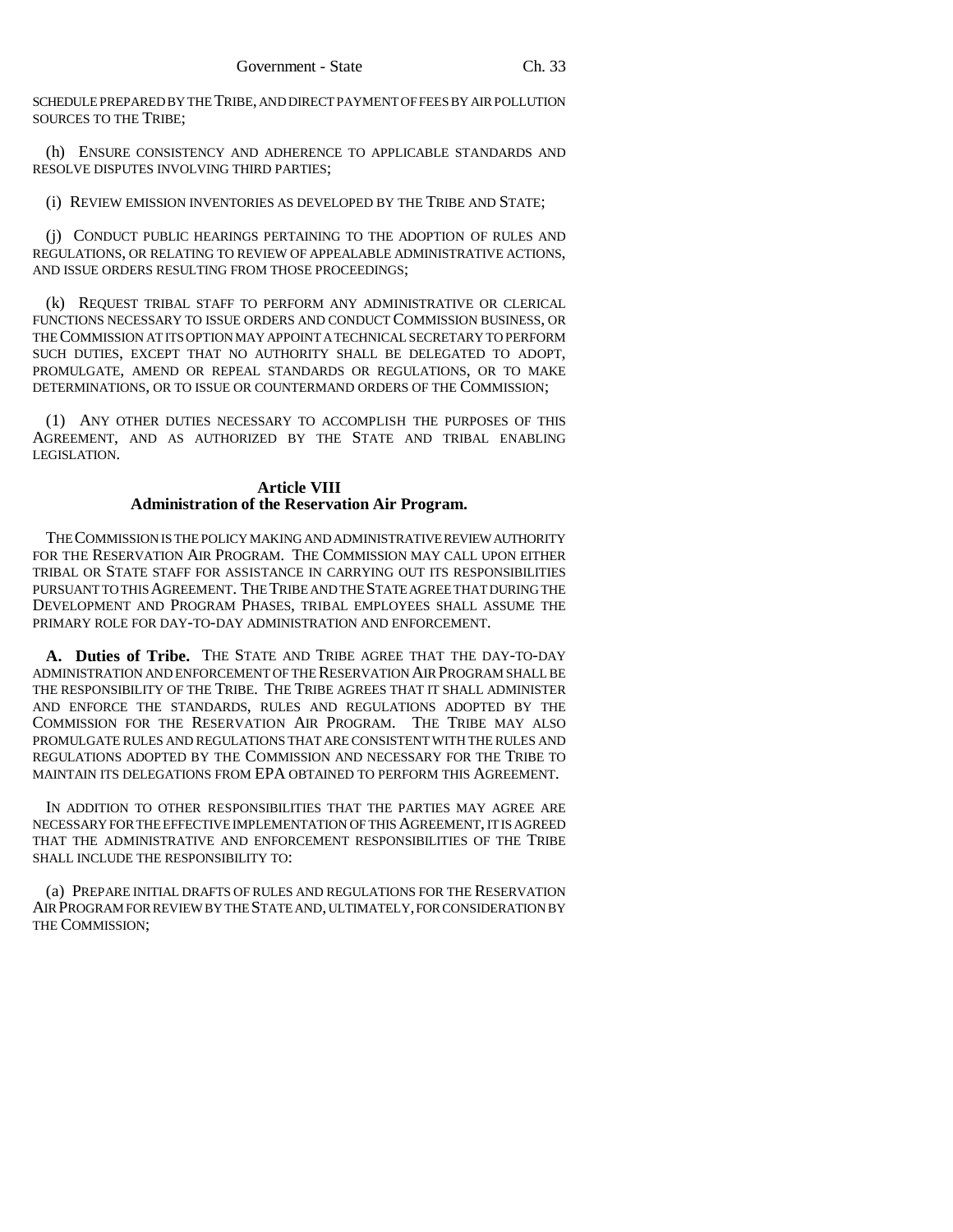SCHEDULE PREPARED BY THE TRIBE, AND DIRECT PAYMENT OF FEES BY AIR POLLUTION SOURCES TO THE TRIBE;

(h) ENSURE CONSISTENCY AND ADHERENCE TO APPLICABLE STANDARDS AND RESOLVE DISPUTES INVOLVING THIRD PARTIES;

(i) REVIEW EMISSION INVENTORIES AS DEVELOPED BY THE TRIBE AND STATE;

(j) CONDUCT PUBLIC HEARINGS PERTAINING TO THE ADOPTION OF RULES AND REGULATIONS, OR RELATING TO REVIEW OF APPEALABLE ADMINISTRATIVE ACTIONS, AND ISSUE ORDERS RESULTING FROM THOSE PROCEEDINGS;

(k) REQUEST TRIBAL STAFF TO PERFORM ANY ADMINISTRATIVE OR CLERICAL FUNCTIONS NECESSARY TO ISSUE ORDERS AND CONDUCT COMMISSION BUSINESS, OR THE COMMISSION AT ITS OPTION MAY APPOINT A TECHNICAL SECRETARY TO PERFORM SUCH DUTIES, EXCEPT THAT NO AUTHORITY SHALL BE DELEGATED TO ADOPT, PROMULGATE, AMEND OR REPEAL STANDARDS OR REGULATIONS, OR TO MAKE DETERMINATIONS, OR TO ISSUE OR COUNTERMAND ORDERS OF THE COMMISSION;

(l) ANY OTHER DUTIES NECESSARY TO ACCOMPLISH THE PURPOSES OF THIS AGREEMENT, AND AS AUTHORIZED BY THE STATE AND TRIBAL ENABLING LEGISLATION.

## Article VIII
## Administration of the Reservation Air Program.

THE COMMISSION IS THE POLICY MAKING AND ADMINISTRATIVE REVIEW AUTHORITY FOR THE RESERVATION AIR PROGRAM. THE COMMISSION MAY CALL UPON EITHER TRIBAL OR STATE STAFF FOR ASSISTANCE IN CARRYING OUT ITS RESPONSIBILITIES PURSUANT TO THIS AGREEMENT. THE TRIBE AND THE STATE AGREE THAT DURING THE DEVELOPMENT AND PROGRAM PHASES, TRIBAL EMPLOYEES SHALL ASSUME THE PRIMARY ROLE FOR DAY-TO-DAY ADMINISTRATION AND ENFORCEMENT.

**A. Duties of Tribe.** THE STATE AND TRIBE AGREE THAT THE DAY-TO-DAY ADMINISTRATION AND ENFORCEMENT OF THE RESERVATION AIR PROGRAM SHALL BE THE RESPONSIBILITY OF THE TRIBE. THE TRIBE AGREES THAT IT SHALL ADMINISTER AND ENFORCE THE STANDARDS, RULES AND REGULATIONS ADOPTED BY THE COMMISSION FOR THE RESERVATION AIR PROGRAM. THE TRIBE MAY ALSO PROMULGATE RULES AND REGULATIONS THAT ARE CONSISTENT WITH THE RULES AND REGULATIONS ADOPTED BY THE COMMISSION AND NECESSARY FOR THE TRIBE TO MAINTAIN ITS DELEGATIONS FROM EPA OBTAINED TO PERFORM THIS AGREEMENT.

IN ADDITION TO OTHER RESPONSIBILITIES THAT THE PARTIES MAY AGREE ARE NECESSARY FOR THE EFFECTIVE IMPLEMENTATION OF THIS AGREEMENT, IT IS AGREED THAT THE ADMINISTRATIVE AND ENFORCEMENT RESPONSIBILITIES OF THE TRIBE SHALL INCLUDE THE RESPONSIBILITY TO:

(a) PREPARE INITIAL DRAFTS OF RULES AND REGULATIONS FOR THE RESERVATION AIR PROGRAM FOR REVIEW BY THE STATE AND, ULTIMATELY, FOR CONSIDERATION BY THE COMMISSION;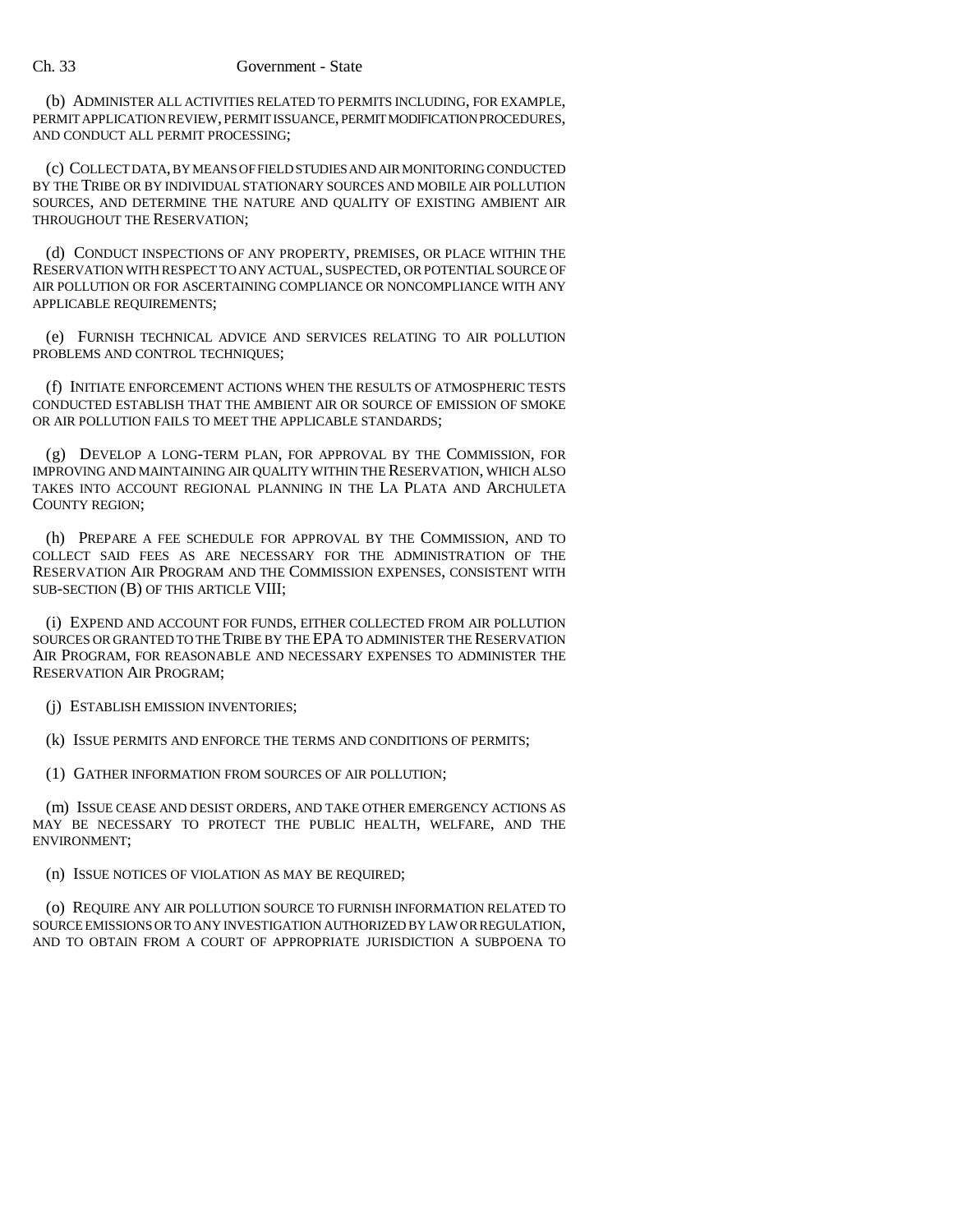(b) ADMINISTER ALL ACTIVITIES RELATED TO PERMITS INCLUDING, FOR EXAMPLE, PERMIT APPLICATION REVIEW, PERMIT ISSUANCE, PERMIT MODIFICATION PROCEDURES, AND CONDUCT ALL PERMIT PROCESSING;

(c) COLLECT DATA, BY MEANS OF FIELD STUDIES AND AIR MONITORING CONDUCTED BY THE TRIBE OR BY INDIVIDUAL STATIONARY SOURCES AND MOBILE AIR POLLUTION SOURCES, AND DETERMINE THE NATURE AND QUALITY OF EXISTING AMBIENT AIR THROUGHOUT THE RESERVATION;

(d) CONDUCT INSPECTIONS OF ANY PROPERTY, PREMISES, OR PLACE WITHIN THE RESERVATION WITH RESPECT TO ANY ACTUAL, SUSPECTED, OR POTENTIAL SOURCE OF AIR POLLUTION OR FOR ASCERTAINING COMPLIANCE OR NONCOMPLIANCE WITH ANY APPLICABLE REQUIREMENTS;

(e) FURNISH TECHNICAL ADVICE AND SERVICES RELATING TO AIR POLLUTION PROBLEMS AND CONTROL TECHNIQUES;

(f) INITIATE ENFORCEMENT ACTIONS WHEN THE RESULTS OF ATMOSPHERIC TESTS CONDUCTED ESTABLISH THAT THE AMBIENT AIR OR SOURCE OF EMISSION OF SMOKE OR AIR POLLUTION FAILS TO MEET THE APPLICABLE STANDARDS;

(g) DEVELOP A LONG-TERM PLAN, FOR APPROVAL BY THE COMMISSION, FOR IMPROVING AND MAINTAINING AIR QUALITY WITHIN THE RESERVATION, WHICH ALSO TAKES INTO ACCOUNT REGIONAL PLANNING IN THE LA PLATA AND ARCHULETA COUNTY REGION;

(h) PREPARE A FEE SCHEDULE FOR APPROVAL BY THE COMMISSION, AND TO COLLECT SAID FEES AS ARE NECESSARY FOR THE ADMINISTRATION OF THE RESERVATION AIR PROGRAM AND THE COMMISSION EXPENSES, CONSISTENT WITH SUB-SECTION (B) OF THIS ARTICLE VIII;

(i) EXPEND AND ACCOUNT FOR FUNDS, EITHER COLLECTED FROM AIR POLLUTION SOURCES OR GRANTED TO THE TRIBE BY THE EPA TO ADMINISTER THE RESERVATION AIR PROGRAM, FOR REASONABLE AND NECESSARY EXPENSES TO ADMINISTER THE RESERVATION AIR PROGRAM;

(j) ESTABLISH EMISSION INVENTORIES;

(k) ISSUE PERMITS AND ENFORCE THE TERMS AND CONDITIONS OF PERMITS;

(l) GATHER INFORMATION FROM SOURCES OF AIR POLLUTION;

(m) ISSUE CEASE AND DESIST ORDERS, AND TAKE OTHER EMERGENCY ACTIONS AS MAY BE NECESSARY TO PROTECT THE PUBLIC HEALTH, WELFARE, AND THE ENVIRONMENT;

(n) ISSUE NOTICES OF VIOLATION AS MAY BE REQUIRED;

(o) REQUIRE ANY AIR POLLUTION SOURCE TO FURNISH INFORMATION RELATED TO SOURCE EMISSIONS OR TO ANY INVESTIGATION AUTHORIZED BY LAW OR REGULATION, AND TO OBTAIN FROM A COURT OF APPROPRIATE JURISDICTION A SUBPOENA TO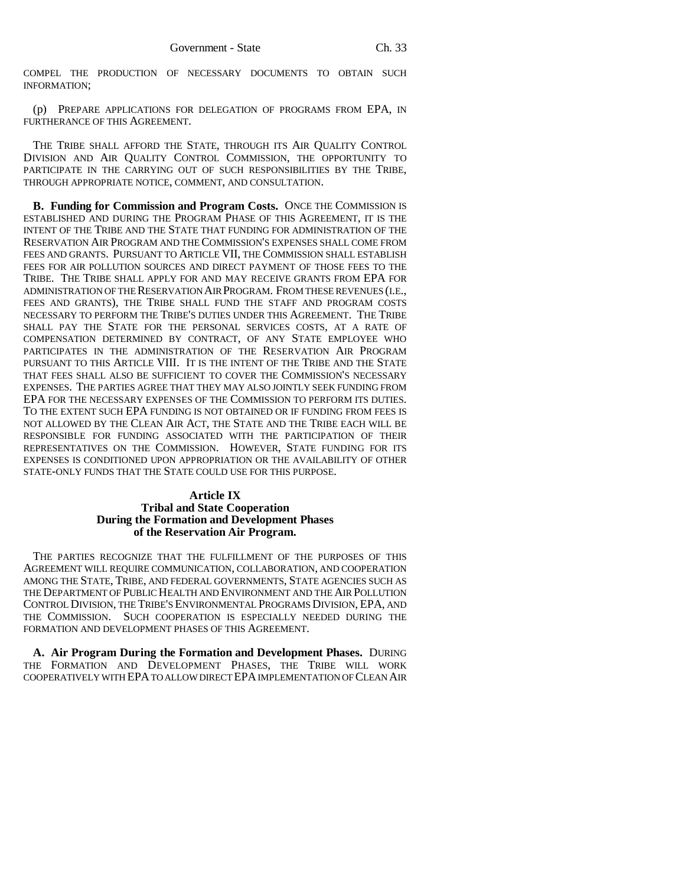COMPEL THE PRODUCTION OF NECESSARY DOCUMENTS TO OBTAIN SUCH INFORMATION;

(p) PREPARE APPLICATIONS FOR DELEGATION OF PROGRAMS FROM EPA, IN FURTHERANCE OF THIS AGREEMENT.

THE TRIBE SHALL AFFORD THE STATE, THROUGH ITS AIR QUALITY CONTROL DIVISION AND AIR QUALITY CONTROL COMMISSION, THE OPPORTUNITY TO PARTICIPATE IN THE CARRYING OUT OF SUCH RESPONSIBILITIES BY THE TRIBE, THROUGH APPROPRIATE NOTICE, COMMENT, AND CONSULTATION.

**B. Funding for Commission and Program Costs.** ONCE THE COMMISSION IS ESTABLISHED AND DURING THE PROGRAM PHASE OF THIS AGREEMENT, IT IS THE INTENT OF THE TRIBE AND THE STATE THAT FUNDING FOR ADMINISTRATION OF THE RESERVATION AIR PROGRAM AND THE COMMISSION'S EXPENSES SHALL COME FROM FEES AND GRANTS. PURSUANT TO ARTICLE VII, THE COMMISSION SHALL ESTABLISH FEES FOR AIR POLLUTION SOURCES AND DIRECT PAYMENT OF THOSE FEES TO THE TRIBE. THE TRIBE SHALL APPLY FOR AND MAY RECEIVE GRANTS FROM EPA FOR ADMINISTRATION OF THE RESERVATION AIR PROGRAM. FROM THESE REVENUES (I.E., FEES AND GRANTS), THE TRIBE SHALL FUND THE STAFF AND PROGRAM COSTS NECESSARY TO PERFORM THE TRIBE'S DUTIES UNDER THIS AGREEMENT. THE TRIBE SHALL PAY THE STATE FOR THE PERSONAL SERVICES COSTS, AT A RATE OF COMPENSATION DETERMINED BY CONTRACT, OF ANY STATE EMPLOYEE WHO PARTICIPATES IN THE ADMINISTRATION OF THE RESERVATION AIR PROGRAM PURSUANT TO THIS ARTICLE VIII. IT IS THE INTENT OF THE TRIBE AND THE STATE THAT FEES SHALL ALSO BE SUFFICIENT TO COVER THE COMMISSION'S NECESSARY EXPENSES. THE PARTIES AGREE THAT THEY MAY ALSO JOINTLY SEEK FUNDING FROM EPA FOR THE NECESSARY EXPENSES OF THE COMMISSION TO PERFORM ITS DUTIES. TO THE EXTENT SUCH EPA FUNDING IS NOT OBTAINED OR IF FUNDING FROM FEES IS NOT ALLOWED BY THE CLEAN AIR ACT, THE STATE AND THE TRIBE EACH WILL BE RESPONSIBLE FOR FUNDING ASSOCIATED WITH THE PARTICIPATION OF THEIR REPRESENTATIVES ON THE COMMISSION. HOWEVER, STATE FUNDING FOR ITS EXPENSES IS CONDITIONED UPON APPROPRIATION OR THE AVAILABILITY OF OTHER STATE-ONLY FUNDS THAT THE STATE COULD USE FOR THIS PURPOSE.

### Article IX
### Tribal and State Cooperation
### During the Formation and Development Phases
### of the Reservation Air Program.

THE PARTIES RECOGNIZE THAT THE FULFILLMENT OF THE PURPOSES OF THIS AGREEMENT WILL REQUIRE COMMUNICATION, COLLABORATION, AND COOPERATION AMONG THE STATE, TRIBE, AND FEDERAL GOVERNMENTS, STATE AGENCIES SUCH AS THE DEPARTMENT OF PUBLIC HEALTH AND ENVIRONMENT AND THE AIR POLLUTION CONTROL DIVISION, THE TRIBE'S ENVIRONMENTAL PROGRAMS DIVISION, EPA, AND THE COMMISSION. SUCH COOPERATION IS ESPECIALLY NEEDED DURING THE FORMATION AND DEVELOPMENT PHASES OF THIS AGREEMENT.

**A. Air Program During the Formation and Development Phases.** DURING THE FORMATION AND DEVELOPMENT PHASES, THE TRIBE WILL WORK COOPERATIVELY WITH EPA TO ALLOW DIRECT EPA IMPLEMENTATION OF CLEAN AIR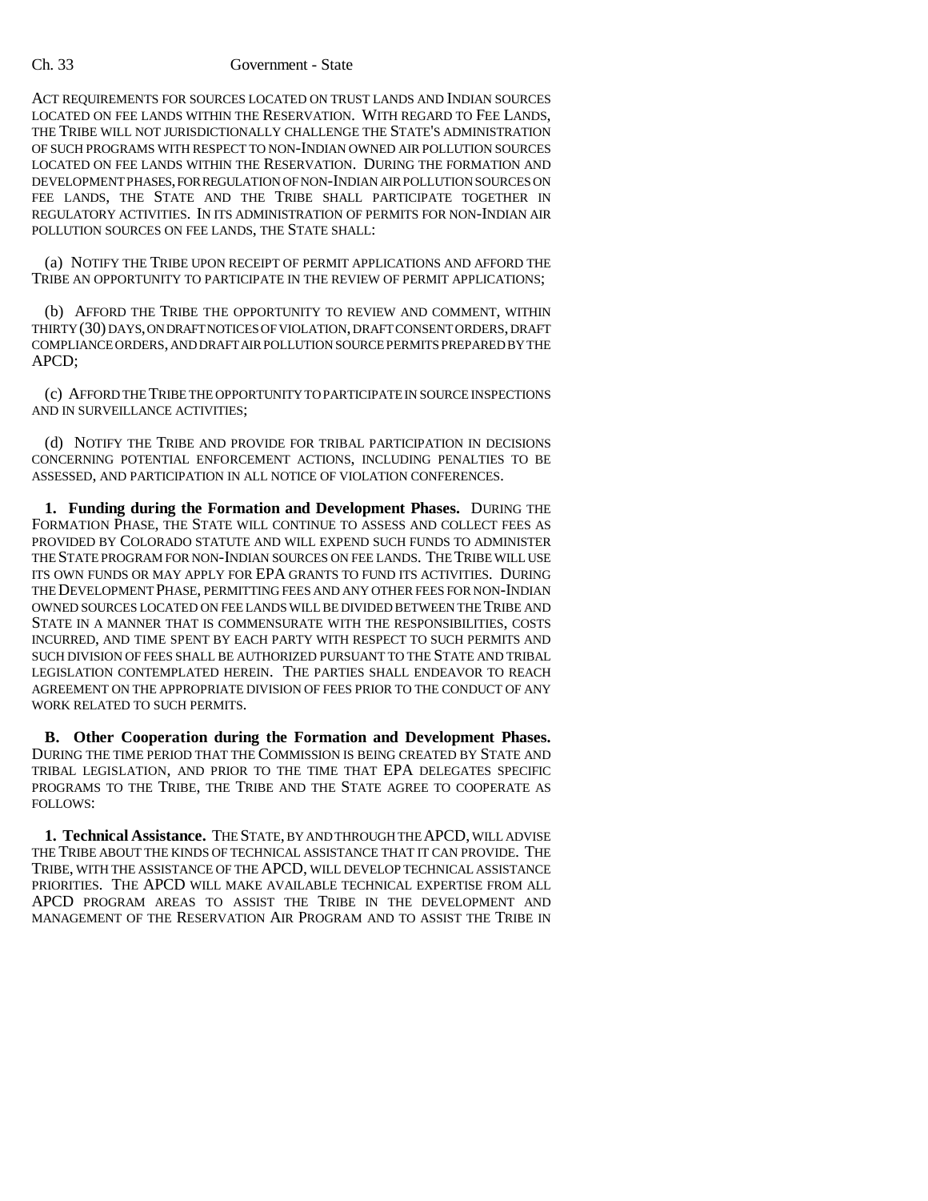ACT REQUIREMENTS FOR SOURCES LOCATED ON TRUST LANDS AND INDIAN SOURCES LOCATED ON FEE LANDS WITHIN THE RESERVATION. WITH REGARD TO FEE LANDS, THE TRIBE WILL NOT JURISDICTIONALLY CHALLENGE THE STATE'S ADMINISTRATION OF SUCH PROGRAMS WITH RESPECT TO NON-INDIAN OWNED AIR POLLUTION SOURCES LOCATED ON FEE LANDS WITHIN THE RESERVATION. DURING THE FORMATION AND DEVELOPMENT PHASES, FOR REGULATION OF NON-INDIAN AIR POLLUTION SOURCES ON FEE LANDS, THE STATE AND THE TRIBE SHALL PARTICIPATE TOGETHER IN REGULATORY ACTIVITIES. IN ITS ADMINISTRATION OF PERMITS FOR NON-INDIAN AIR POLLUTION SOURCES ON FEE LANDS, THE STATE SHALL:

(a) NOTIFY THE TRIBE UPON RECEIPT OF PERMIT APPLICATIONS AND AFFORD THE TRIBE AN OPPORTUNITY TO PARTICIPATE IN THE REVIEW OF PERMIT APPLICATIONS;

(b) AFFORD THE TRIBE THE OPPORTUNITY TO REVIEW AND COMMENT, WITHIN THIRTY (30) DAYS, ON DRAFT NOTICES OF VIOLATION, DRAFT CONSENT ORDERS, DRAFT COMPLIANCE ORDERS, AND DRAFT AIR POLLUTION SOURCE PERMITS PREPARED BY THE APCD;

(c) AFFORD THE TRIBE THE OPPORTUNITY TO PARTICIPATE IN SOURCE INSPECTIONS AND IN SURVEILLANCE ACTIVITIES;

(d) NOTIFY THE TRIBE AND PROVIDE FOR TRIBAL PARTICIPATION IN DECISIONS CONCERNING POTENTIAL ENFORCEMENT ACTIONS, INCLUDING PENALTIES TO BE ASSESSED, AND PARTICIPATION IN ALL NOTICE OF VIOLATION CONFERENCES.

**1. Funding during the Formation and Development Phases.** DURING THE FORMATION PHASE, THE STATE WILL CONTINUE TO ASSESS AND COLLECT FEES AS PROVIDED BY COLORADO STATUTE AND WILL EXPEND SUCH FUNDS TO ADMINISTER THE STATE PROGRAM FOR NON-INDIAN SOURCES ON FEE LANDS. THE TRIBE WILL USE ITS OWN FUNDS OR MAY APPLY FOR EPA GRANTS TO FUND ITS ACTIVITIES. DURING THE DEVELOPMENT PHASE, PERMITTING FEES AND ANY OTHER FEES FOR NON-INDIAN OWNED SOURCES LOCATED ON FEE LANDS WILL BE DIVIDED BETWEEN THE TRIBE AND STATE IN A MANNER THAT IS COMMENSURATE WITH THE RESPONSIBILITIES, COSTS INCURRED, AND TIME SPENT BY EACH PARTY WITH RESPECT TO SUCH PERMITS AND SUCH DIVISION OF FEES SHALL BE AUTHORIZED PURSUANT TO THE STATE AND TRIBAL LEGISLATION CONTEMPLATED HEREIN. THE PARTIES SHALL ENDEAVOR TO REACH AGREEMENT ON THE APPROPRIATE DIVISION OF FEES PRIOR TO THE CONDUCT OF ANY WORK RELATED TO SUCH PERMITS.

**B. Other Cooperation during the Formation and Development Phases.** DURING THE TIME PERIOD THAT THE COMMISSION IS BEING CREATED BY STATE AND TRIBAL LEGISLATION, AND PRIOR TO THE TIME THAT EPA DELEGATES SPECIFIC PROGRAMS TO THE TRIBE, THE TRIBE AND THE STATE AGREE TO COOPERATE AS FOLLOWS:

**1. Technical Assistance.** THE STATE, BY AND THROUGH THE APCD, WILL ADVISE THE TRIBE ABOUT THE KINDS OF TECHNICAL ASSISTANCE THAT IT CAN PROVIDE. THE TRIBE, WITH THE ASSISTANCE OF THE APCD, WILL DEVELOP TECHNICAL ASSISTANCE PRIORITIES. THE APCD WILL MAKE AVAILABLE TECHNICAL EXPERTISE FROM ALL APCD PROGRAM AREAS TO ASSIST THE TRIBE IN THE DEVELOPMENT AND MANAGEMENT OF THE RESERVATION AIR PROGRAM AND TO ASSIST THE TRIBE IN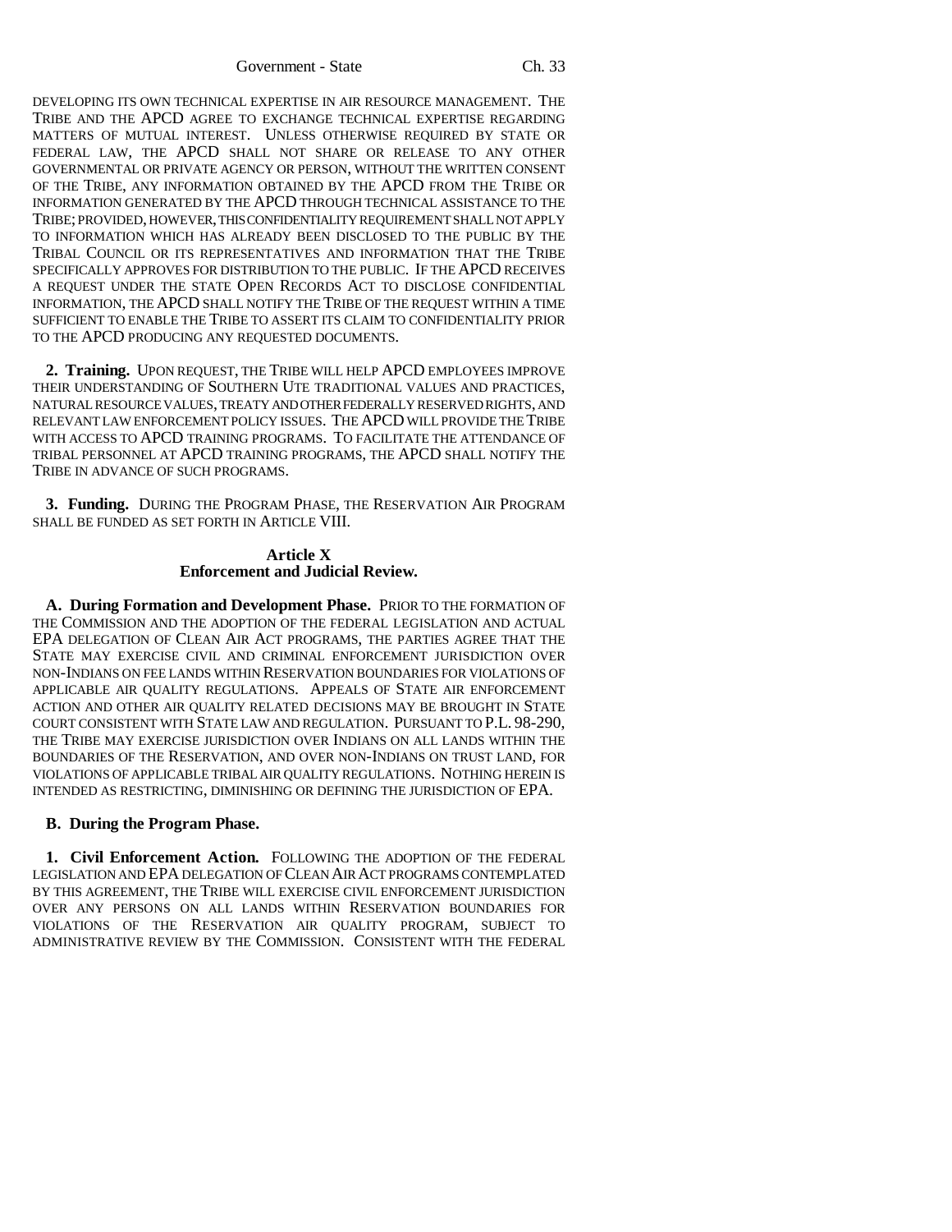DEVELOPING ITS OWN TECHNICAL EXPERTISE IN AIR RESOURCE MANAGEMENT. THE TRIBE AND THE APCD AGREE TO EXCHANGE TECHNICAL EXPERTISE REGARDING MATTERS OF MUTUAL INTEREST. UNLESS OTHERWISE REQUIRED BY STATE OR FEDERAL LAW, THE APCD SHALL NOT SHARE OR RELEASE TO ANY OTHER GOVERNMENTAL OR PRIVATE AGENCY OR PERSON, WITHOUT THE WRITTEN CONSENT OF THE TRIBE, ANY INFORMATION OBTAINED BY THE APCD FROM THE TRIBE OR INFORMATION GENERATED BY THE APCD THROUGH TECHNICAL ASSISTANCE TO THE TRIBE; PROVIDED, HOWEVER, THIS CONFIDENTIALITY REQUIREMENT SHALL NOT APPLY TO INFORMATION WHICH HAS ALREADY BEEN DISCLOSED TO THE PUBLIC BY THE TRIBAL COUNCIL OR ITS REPRESENTATIVES AND INFORMATION THAT THE TRIBE SPECIFICALLY APPROVES FOR DISTRIBUTION TO THE PUBLIC. IF THE APCD RECEIVES A REQUEST UNDER THE STATE OPEN RECORDS ACT TO DISCLOSE CONFIDENTIAL INFORMATION, THE APCD SHALL NOTIFY THE TRIBE OF THE REQUEST WITHIN A TIME SUFFICIENT TO ENABLE THE TRIBE TO ASSERT ITS CLAIM TO CONFIDENTIALITY PRIOR TO THE APCD PRODUCING ANY REQUESTED DOCUMENTS.

**2. Training.** UPON REQUEST, THE TRIBE WILL HELP APCD EMPLOYEES IMPROVE THEIR UNDERSTANDING OF SOUTHERN UTE TRADITIONAL VALUES AND PRACTICES, NATURAL RESOURCE VALUES, TREATY AND OTHER FEDERALLY RESERVED RIGHTS, AND RELEVANT LAW ENFORCEMENT POLICY ISSUES. THE APCD WILL PROVIDE THE TRIBE WITH ACCESS TO APCD TRAINING PROGRAMS. TO FACILITATE THE ATTENDANCE OF TRIBAL PERSONNEL AT APCD TRAINING PROGRAMS, THE APCD SHALL NOTIFY THE TRIBE IN ADVANCE OF SUCH PROGRAMS.

**3. Funding.** DURING THE PROGRAM PHASE, THE RESERVATION AIR PROGRAM SHALL BE FUNDED AS SET FORTH IN ARTICLE VIII.

**Article X**
**Enforcement and Judicial Review.**

**A. During Formation and Development Phase.** PRIOR TO THE FORMATION OF THE COMMISSION AND THE ADOPTION OF THE FEDERAL LEGISLATION AND ACTUAL EPA DELEGATION OF CLEAN AIR ACT PROGRAMS, THE PARTIES AGREE THAT THE STATE MAY EXERCISE CIVIL AND CRIMINAL ENFORCEMENT JURISDICTION OVER NON-INDIANS ON FEE LANDS WITHIN RESERVATION BOUNDARIES FOR VIOLATIONS OF APPLICABLE AIR QUALITY REGULATIONS. APPEALS OF STATE AIR ENFORCEMENT ACTION AND OTHER AIR QUALITY RELATED DECISIONS MAY BE BROUGHT IN STATE COURT CONSISTENT WITH STATE LAW AND REGULATION. PURSUANT TO P.L. 98-290, THE TRIBE MAY EXERCISE JURISDICTION OVER INDIANS ON ALL LANDS WITHIN THE BOUNDARIES OF THE RESERVATION, AND OVER NON-INDIANS ON TRUST LAND, FOR VIOLATIONS OF APPLICABLE TRIBAL AIR QUALITY REGULATIONS. NOTHING HEREIN IS INTENDED AS RESTRICTING, DIMINISHING OR DEFINING THE JURISDICTION OF EPA.

**B. During the Program Phase.**

**1. Civil Enforcement Action.** FOLLOWING THE ADOPTION OF THE FEDERAL LEGISLATION AND EPA DELEGATION OF CLEAN AIR ACT PROGRAMS CONTEMPLATED BY THIS AGREEMENT, THE TRIBE WILL EXERCISE CIVIL ENFORCEMENT JURISDICTION OVER ANY PERSONS ON ALL LANDS WITHIN RESERVATION BOUNDARIES FOR VIOLATIONS OF THE RESERVATION AIR QUALITY PROGRAM, SUBJECT TO ADMINISTRATIVE REVIEW BY THE COMMISSION. CONSISTENT WITH THE FEDERAL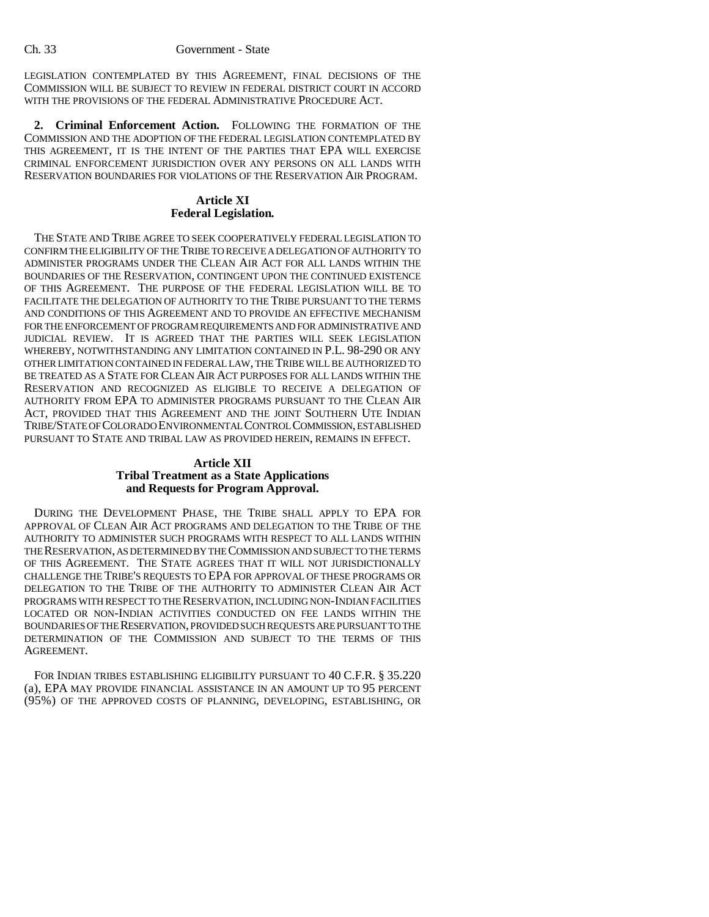LEGISLATION CONTEMPLATED BY THIS AGREEMENT, FINAL DECISIONS OF THE COMMISSION WILL BE SUBJECT TO REVIEW IN FEDERAL DISTRICT COURT IN ACCORD WITH THE PROVISIONS OF THE FEDERAL ADMINISTRATIVE PROCEDURE ACT.

**2. Criminal Enforcement Action.** FOLLOWING THE FORMATION OF THE COMMISSION AND THE ADOPTION OF THE FEDERAL LEGISLATION CONTEMPLATED BY THIS AGREEMENT, IT IS THE INTENT OF THE PARTIES THAT EPA WILL EXERCISE CRIMINAL ENFORCEMENT JURISDICTION OVER ANY PERSONS ON ALL LANDS WITH RESERVATION BOUNDARIES FOR VIOLATIONS OF THE RESERVATION AIR PROGRAM.

### Article XI
### Federal Legislation.

THE STATE AND TRIBE AGREE TO SEEK COOPERATIVELY FEDERAL LEGISLATION TO CONFIRM THE ELIGIBILITY OF THE TRIBE TO RECEIVE A DELEGATION OF AUTHORITY TO ADMINISTER PROGRAMS UNDER THE CLEAN AIR ACT FOR ALL LANDS WITHIN THE BOUNDARIES OF THE RESERVATION, CONTINGENT UPON THE CONTINUED EXISTENCE OF THIS AGREEMENT. THE PURPOSE OF THE FEDERAL LEGISLATION WILL BE TO FACILITATE THE DELEGATION OF AUTHORITY TO THE TRIBE PURSUANT TO THE TERMS AND CONDITIONS OF THIS AGREEMENT AND TO PROVIDE AN EFFECTIVE MECHANISM FOR THE ENFORCEMENT OF PROGRAM REQUIREMENTS AND FOR ADMINISTRATIVE AND JUDICIAL REVIEW. IT IS AGREED THAT THE PARTIES WILL SEEK LEGISLATION WHEREBY, NOTWITHSTANDING ANY LIMITATION CONTAINED IN P.L. 98-290 OR ANY OTHER LIMITATION CONTAINED IN FEDERAL LAW, THE TRIBE WILL BE AUTHORIZED TO BE TREATED AS A STATE FOR CLEAN AIR ACT PURPOSES FOR ALL LANDS WITHIN THE RESERVATION AND RECOGNIZED AS ELIGIBLE TO RECEIVE A DELEGATION OF AUTHORITY FROM EPA TO ADMINISTER PROGRAMS PURSUANT TO THE CLEAN AIR ACT, PROVIDED THAT THIS AGREEMENT AND THE JOINT SOUTHERN UTE INDIAN TRIBE/STATE OF COLORADO ENVIRONMENTAL CONTROL COMMISSION, ESTABLISHED PURSUANT TO STATE AND TRIBAL LAW AS PROVIDED HEREIN, REMAINS IN EFFECT.

### Article XII
### Tribal Treatment as a State Applications and Requests for Program Approval.

DURING THE DEVELOPMENT PHASE, THE TRIBE SHALL APPLY TO EPA FOR APPROVAL OF CLEAN AIR ACT PROGRAMS AND DELEGATION TO THE TRIBE OF THE AUTHORITY TO ADMINISTER SUCH PROGRAMS WITH RESPECT TO ALL LANDS WITHIN THE RESERVATION, AS DETERMINED BY THE COMMISSION AND SUBJECT TO THE TERMS OF THIS AGREEMENT. THE STATE AGREES THAT IT WILL NOT JURISDICTIONALLY CHALLENGE THE TRIBE'S REQUESTS TO EPA FOR APPROVAL OF THESE PROGRAMS OR DELEGATION TO THE TRIBE OF THE AUTHORITY TO ADMINISTER CLEAN AIR ACT PROGRAMS WITH RESPECT TO THE RESERVATION, INCLUDING NON-INDIAN FACILITIES LOCATED OR NON-INDIAN ACTIVITIES CONDUCTED ON FEE LANDS WITHIN THE BOUNDARIES OF THE RESERVATION, PROVIDED SUCH REQUESTS ARE PURSUANT TO THE DETERMINATION OF THE COMMISSION AND SUBJECT TO THE TERMS OF THIS AGREEMENT.

FOR INDIAN TRIBES ESTABLISHING ELIGIBILITY PURSUANT TO 40 C.F.R. § 35.220 (a), EPA MAY PROVIDE FINANCIAL ASSISTANCE IN AN AMOUNT UP TO 95 PERCENT (95%) OF THE APPROVED COSTS OF PLANNING, DEVELOPING, ESTABLISHING, OR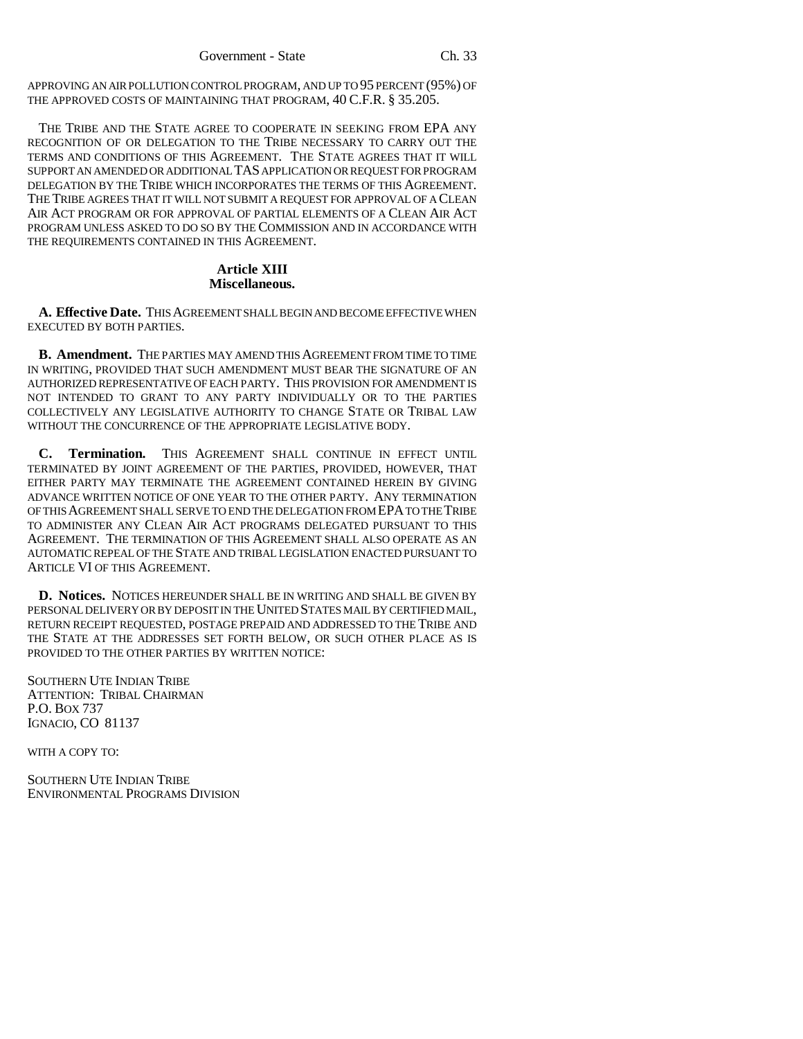APPROVING AN AIR POLLUTION CONTROL PROGRAM, AND UP TO 95 PERCENT (95%) OF THE APPROVED COSTS OF MAINTAINING THAT PROGRAM, 40 C.F.R. § 35.205.

THE TRIBE AND THE STATE AGREE TO COOPERATE IN SEEKING FROM EPA ANY RECOGNITION OF OR DELEGATION TO THE TRIBE NECESSARY TO CARRY OUT THE TERMS AND CONDITIONS OF THIS AGREEMENT. THE STATE AGREES THAT IT WILL SUPPORT AN AMENDED OR ADDITIONAL TAS APPLICATION OR REQUEST FOR PROGRAM DELEGATION BY THE TRIBE WHICH INCORPORATES THE TERMS OF THIS AGREEMENT. THE TRIBE AGREES THAT IT WILL NOT SUBMIT A REQUEST FOR APPROVAL OF A CLEAN AIR ACT PROGRAM OR FOR APPROVAL OF PARTIAL ELEMENTS OF A CLEAN AIR ACT PROGRAM UNLESS ASKED TO DO SO BY THE COMMISSION AND IN ACCORDANCE WITH THE REQUIREMENTS CONTAINED IN THIS AGREEMENT.

## Article XIII
## Miscellaneous.

**A. Effective Date.** THIS AGREEMENT SHALL BEGIN AND BECOME EFFECTIVE WHEN EXECUTED BY BOTH PARTIES.

**B. Amendment.** THE PARTIES MAY AMEND THIS AGREEMENT FROM TIME TO TIME IN WRITING, PROVIDED THAT SUCH AMENDMENT MUST BEAR THE SIGNATURE OF AN AUTHORIZED REPRESENTATIVE OF EACH PARTY. THIS PROVISION FOR AMENDMENT IS NOT INTENDED TO GRANT TO ANY PARTY INDIVIDUALLY OR TO THE PARTIES COLLECTIVELY ANY LEGISLATIVE AUTHORITY TO CHANGE STATE OR TRIBAL LAW WITHOUT THE CONCURRENCE OF THE APPROPRIATE LEGISLATIVE BODY.

**C. Termination.** THIS AGREEMENT SHALL CONTINUE IN EFFECT UNTIL TERMINATED BY JOINT AGREEMENT OF THE PARTIES, PROVIDED, HOWEVER, THAT EITHER PARTY MAY TERMINATE THE AGREEMENT CONTAINED HEREIN BY GIVING ADVANCE WRITTEN NOTICE OF ONE YEAR TO THE OTHER PARTY. ANY TERMINATION OF THIS AGREEMENT SHALL SERVE TO END THE DELEGATION FROM EPA TO THE TRIBE TO ADMINISTER ANY CLEAN AIR ACT PROGRAMS DELEGATED PURSUANT TO THIS AGREEMENT. THE TERMINATION OF THIS AGREEMENT SHALL ALSO OPERATE AS AN AUTOMATIC REPEAL OF THE STATE AND TRIBAL LEGISLATION ENACTED PURSUANT TO ARTICLE VI OF THIS AGREEMENT.

**D. Notices.** NOTICES HEREUNDER SHALL BE IN WRITING AND SHALL BE GIVEN BY PERSONAL DELIVERY OR BY DEPOSIT IN THE UNITED STATES MAIL BY CERTIFIED MAIL, RETURN RECEIPT REQUESTED, POSTAGE PREPAID AND ADDRESSED TO THE TRIBE AND THE STATE AT THE ADDRESSES SET FORTH BELOW, OR SUCH OTHER PLACE AS IS PROVIDED TO THE OTHER PARTIES BY WRITTEN NOTICE:

SOUTHERN UTE INDIAN TRIBE
ATTENTION: TRIBAL CHAIRMAN
P.O. BOX 737
IGNACIO, CO 81137

WITH A COPY TO:

SOUTHERN UTE INDIAN TRIBE
ENVIRONMENTAL PROGRAMS DIVISION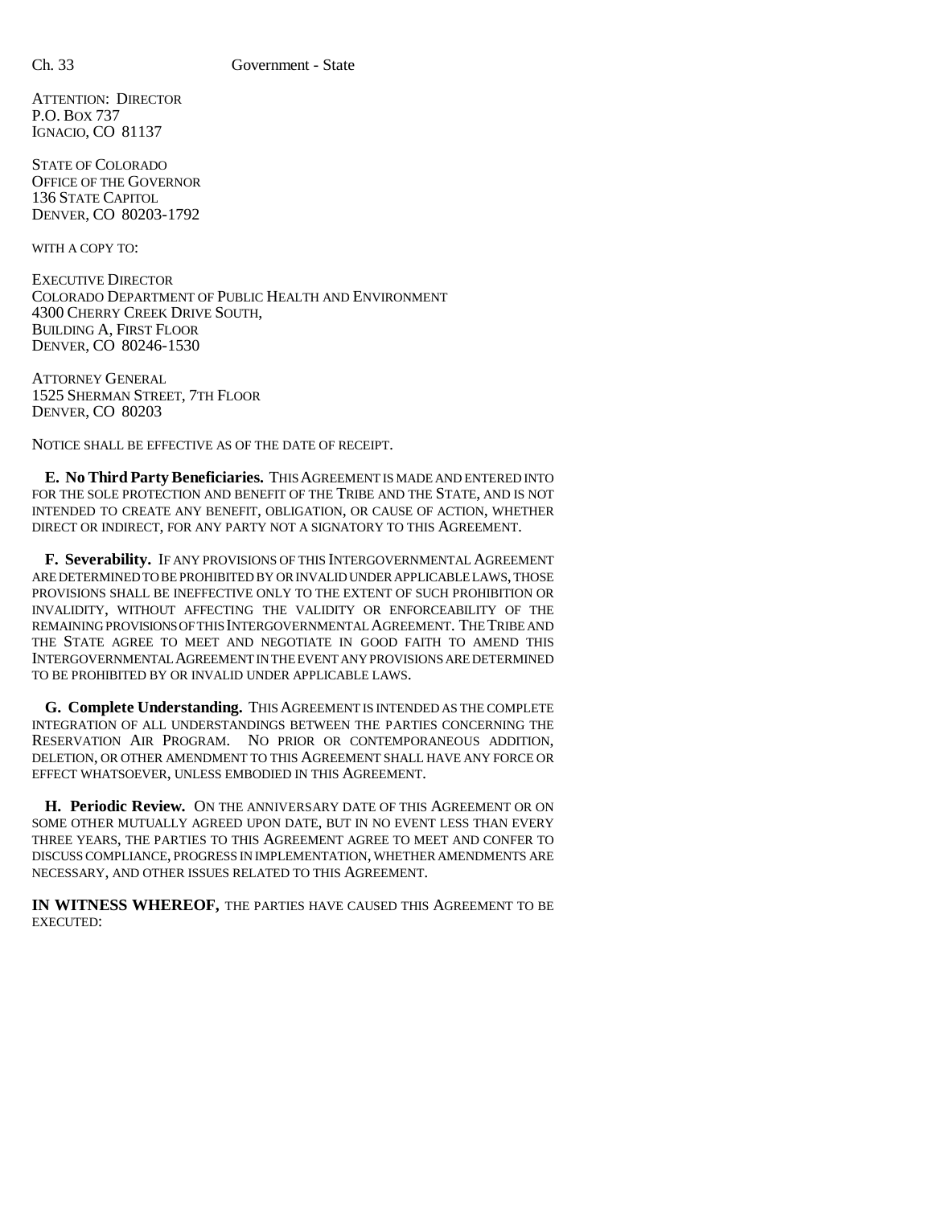ATTENTION: DIRECTOR
P.O. BOX 737
IGNACIO, CO 81137

STATE OF COLORADO
OFFICE OF THE GOVERNOR
136 STATE CAPITOL
DENVER, CO 80203-1792

WITH A COPY TO:

EXECUTIVE DIRECTOR
COLORADO DEPARTMENT OF PUBLIC HEALTH AND ENVIRONMENT
4300 CHERRY CREEK DRIVE SOUTH,
BUILDING A, FIRST FLOOR
DENVER, CO 80246-1530

ATTORNEY GENERAL
1525 SHERMAN STREET, 7TH FLOOR
DENVER, CO 80203

NOTICE SHALL BE EFFECTIVE AS OF THE DATE OF RECEIPT.

**E. No Third Party Beneficiaries.** THIS AGREEMENT IS MADE AND ENTERED INTO FOR THE SOLE PROTECTION AND BENEFIT OF THE TRIBE AND THE STATE, AND IS NOT INTENDED TO CREATE ANY BENEFIT, OBLIGATION, OR CAUSE OF ACTION, WHETHER DIRECT OR INDIRECT, FOR ANY PARTY NOT A SIGNATORY TO THIS AGREEMENT.

**F. Severability.** IF ANY PROVISIONS OF THIS INTERGOVERNMENTAL AGREEMENT ARE DETERMINED TO BE PROHIBITED BY OR INVALID UNDER APPLICABLE LAWS, THOSE PROVISIONS SHALL BE INEFFECTIVE ONLY TO THE EXTENT OF SUCH PROHIBITION OR INVALIDITY, WITHOUT AFFECTING THE VALIDITY OR ENFORCEABILITY OF THE REMAINING PROVISIONS OF THIS INTERGOVERNMENTAL AGREEMENT. THE TRIBE AND THE STATE AGREE TO MEET AND NEGOTIATE IN GOOD FAITH TO AMEND THIS INTERGOVERNMENTAL AGREEMENT IN THE EVENT ANY PROVISIONS ARE DETERMINED TO BE PROHIBITED BY OR INVALID UNDER APPLICABLE LAWS.

**G. Complete Understanding.** THIS AGREEMENT IS INTENDED AS THE COMPLETE INTEGRATION OF ALL UNDERSTANDINGS BETWEEN THE PARTIES CONCERNING THE RESERVATION AIR PROGRAM. NO PRIOR OR CONTEMPORANEOUS ADDITION, DELETION, OR OTHER AMENDMENT TO THIS AGREEMENT SHALL HAVE ANY FORCE OR EFFECT WHATSOEVER, UNLESS EMBODIED IN THIS AGREEMENT.

**H. Periodic Review.** ON THE ANNIVERSARY DATE OF THIS AGREEMENT OR ON SOME OTHER MUTUALLY AGREED UPON DATE, BUT IN NO EVENT LESS THAN EVERY THREE YEARS, THE PARTIES TO THIS AGREEMENT AGREE TO MEET AND CONFER TO DISCUSS COMPLIANCE, PROGRESS IN IMPLEMENTATION, WHETHER AMENDMENTS ARE NECESSARY, AND OTHER ISSUES RELATED TO THIS AGREEMENT.

**IN WITNESS WHEREOF,** THE PARTIES HAVE CAUSED THIS AGREEMENT TO BE EXECUTED: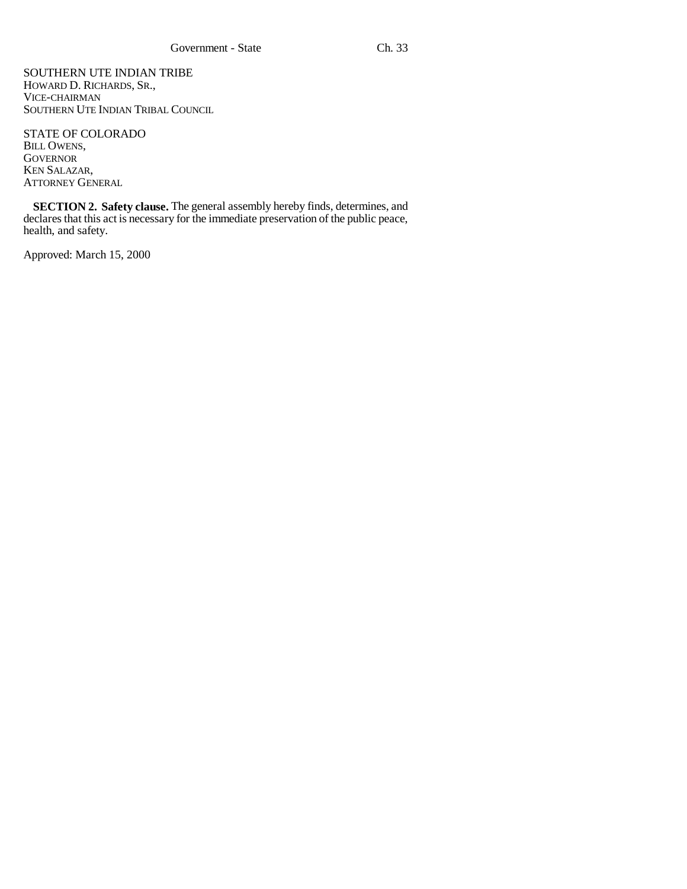SOUTHERN UTE INDIAN TRIBE
HOWARD D. RICHARDS, SR.,
VICE-CHAIRMAN
SOUTHERN UTE INDIAN TRIBAL COUNCIL

STATE OF COLORADO
BILL OWENS,
GOVERNOR
KEN SALAZAR,
ATTORNEY GENERAL

**SECTION 2. Safety clause.** The general assembly hereby finds, determines, and declares that this act is necessary for the immediate preservation of the public peace, health, and safety.

Approved: March 15, 2000